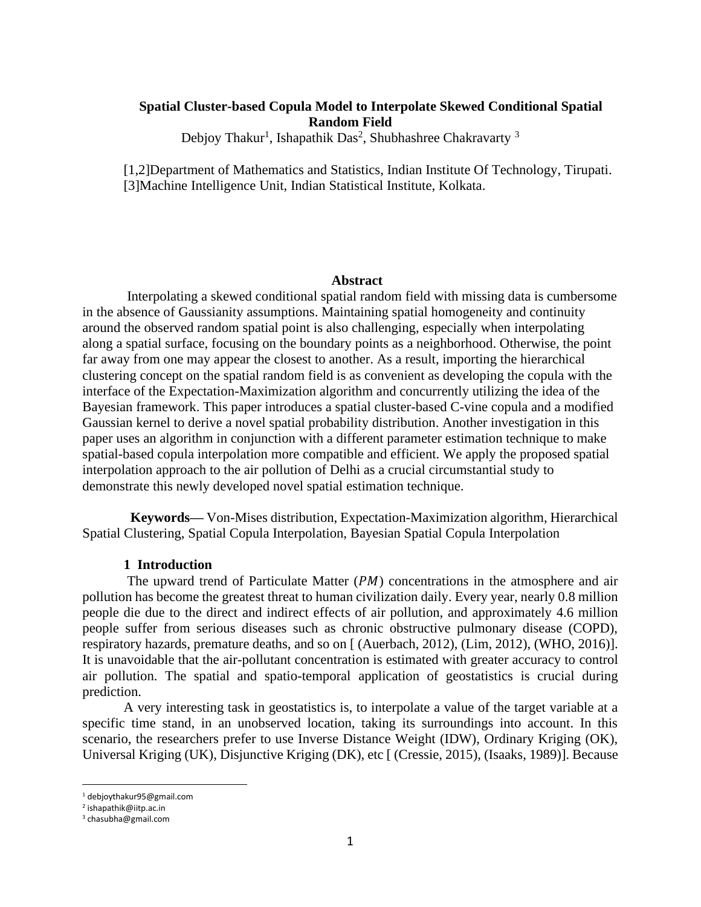# Spatial Cluster-based Copula Model to Interpolate Skewed Conditional Spatial Random Field

Debjoy Thakur[1], Ishapathik Das[2], Shubhashree Chakravarty [3]

[1,2]Department of Mathematics and Statistics, Indian Institute Of Technology, Tirupati.
[3]Machine Intelligence Unit, Indian Statistical Institute, Kolkata.

## Abstract

Interpolating a skewed conditional spatial random field with missing data is cumbersome in the absence of Gaussianity assumptions. Maintaining spatial homogeneity and continuity around the observed random spatial point is also challenging, especially when interpolating along a spatial surface, focusing on the boundary points as a neighborhood. Otherwise, the point far away from one may appear the closest to another. As a result, importing the hierarchical clustering concept on the spatial random field is as convenient as developing the copula with the interface of the Expectation-Maximization algorithm and concurrently utilizing the idea of the Bayesian framework. This paper introduces a spatial cluster-based C-vine copula and a modified Gaussian kernel to derive a novel spatial probability distribution. Another investigation in this paper uses an algorithm in conjunction with a different parameter estimation technique to make spatial-based copula interpolation more compatible and efficient. We apply the proposed spatial interpolation approach to the air pollution of Delhi as a crucial circumstantial study to demonstrate this newly developed novel spatial estimation technique.

**Keywords—** Von-Mises distribution, Expectation-Maximization algorithm, Hierarchical Spatial Clustering, Spatial Copula Interpolation, Bayesian Spatial Copula Interpolation

## 1 Introduction

The upward trend of Particulate Matter ($PM$) concentrations in the atmosphere and air pollution has become the greatest threat to human civilization daily. Every year, nearly 0.8 million people die due to the direct and indirect effects of air pollution, and approximately 4.6 million people suffer from serious diseases such as chronic obstructive pulmonary disease (COPD), respiratory hazards, premature deaths, and so on [ (Auerbach, 2012), (Lim, 2012), (WHO, 2016)]. It is unavoidable that the air-pollutant concentration is estimated with greater accuracy to control air pollution. The spatial and spatio-temporal application of geostatistics is crucial during prediction.

A very interesting task in geostatistics is, to interpolate a value of the target variable at a specific time stand, in an unobserved location, taking its surroundings into account. In this scenario, the researchers prefer to use Inverse Distance Weight (IDW), Ordinary Kriging (OK), Universal Kriging (UK), Disjunctive Kriging (DK), etc [ (Cressie, 2015), (Isaaks, 1989)]. Because

[1] debjoythakur95@gmail.com
[2] ishapathik@iitp.ac.in
[3] chasubha@gmail.com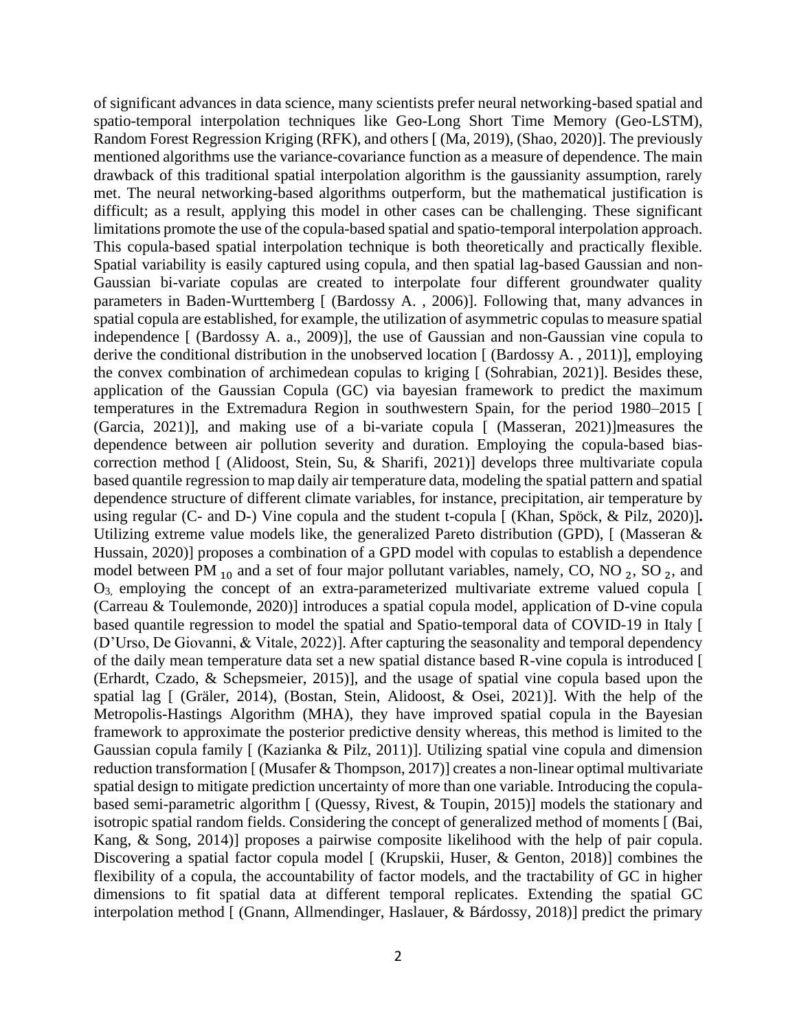of significant advances in data science, many scientists prefer neural networking-based spatial and spatio-temporal interpolation techniques like Geo-Long Short Time Memory (Geo-LSTM), Random Forest Regression Kriging (RFK), and others [ (Ma, 2019), (Shao, 2020)]. The previously mentioned algorithms use the variance-covariance function as a measure of dependence. The main drawback of this traditional spatial interpolation algorithm is the gaussianity assumption, rarely met. The neural networking-based algorithms outperform, but the mathematical justification is difficult; as a result, applying this model in other cases can be challenging. These significant limitations promote the use of the copula-based spatial and spatio-temporal interpolation approach. This copula-based spatial interpolation technique is both theoretically and practically flexible. Spatial variability is easily captured using copula, and then spatial lag-based Gaussian and non-Gaussian bi-variate copulas are created to interpolate four different groundwater quality parameters in Baden-Wurttemberg [ (Bardossy A. , 2006)]. Following that, many advances in spatial copula are established, for example, the utilization of asymmetric copulas to measure spatial independence [ (Bardossy A. a., 2009)], the use of Gaussian and non-Gaussian vine copula to derive the conditional distribution in the unobserved location [ (Bardossy A. , 2011)], employing the convex combination of archimedean copulas to kriging [ (Sohrabian, 2021)]. Besides these, application of the Gaussian Copula (GC) via bayesian framework to predict the maximum temperatures in the Extremadura Region in southwestern Spain, for the period 1980–2015 [ (Garcia, 2021)], and making use of a bi-variate copula [ (Masseran, 2021)]measures the dependence between air pollution severity and duration. Employing the copula-based bias-correction method [ (Alidoost, Stein, Su, & Sharifi, 2021)] develops three multivariate copula based quantile regression to map daily air temperature data, modeling the spatial pattern and spatial dependence structure of different climate variables, for instance, precipitation, air temperature by using regular (C- and D-) Vine copula and the student t-copula [ (Khan, Spöck, & Pilz, 2020)]**.** Utilizing extreme value models like, the generalized Pareto distribution (GPD), [ (Masseran & Hussain, 2020)] proposes a combination of a GPD model with copulas to establish a dependence model between $PM_{10}$ and a set of four major pollutant variables, namely, CO, $NO_2$, $SO_2$, and $O_3$, employing the concept of an extra-parameterized multivariate extreme valued copula [ (Carreau & Toulemonde, 2020)] introduces a spatial copula model, application of D-vine copula based quantile regression to model the spatial and Spatio-temporal data of COVID-19 in Italy [ (D'Urso, De Giovanni, & Vitale, 2022)]. After capturing the seasonality and temporal dependency of the daily mean temperature data set a new spatial distance based R-vine copula is introduced [ (Erhardt, Czado, & Schepsmeier, 2015)], and the usage of spatial vine copula based upon the spatial lag [ (Gräler, 2014), (Bostan, Stein, Alidoost, & Osei, 2021)]. With the help of the Metropolis-Hastings Algorithm (MHA), they have improved spatial copula in the Bayesian framework to approximate the posterior predictive density whereas, this method is limited to the Gaussian copula family [ (Kazianka & Pilz, 2011)]. Utilizing spatial vine copula and dimension reduction transformation [ (Musafer & Thompson, 2017)] creates a non-linear optimal multivariate spatial design to mitigate prediction uncertainty of more than one variable. Introducing the copula-based semi-parametric algorithm [ (Quessy, Rivest, & Toupin, 2015)] models the stationary and isotropic spatial random fields. Considering the concept of generalized method of moments [ (Bai, Kang, & Song, 2014)] proposes a pairwise composite likelihood with the help of pair copula. Discovering a spatial factor copula model [ (Krupskii, Huser, & Genton, 2018)] combines the flexibility of a copula, the accountability of factor models, and the tractability of GC in higher dimensions to fit spatial data at different temporal replicates. Extending the spatial GC interpolation method [ (Gnann, Allmendinger, Haslauer, & Bárdossy, 2018)] predict the primary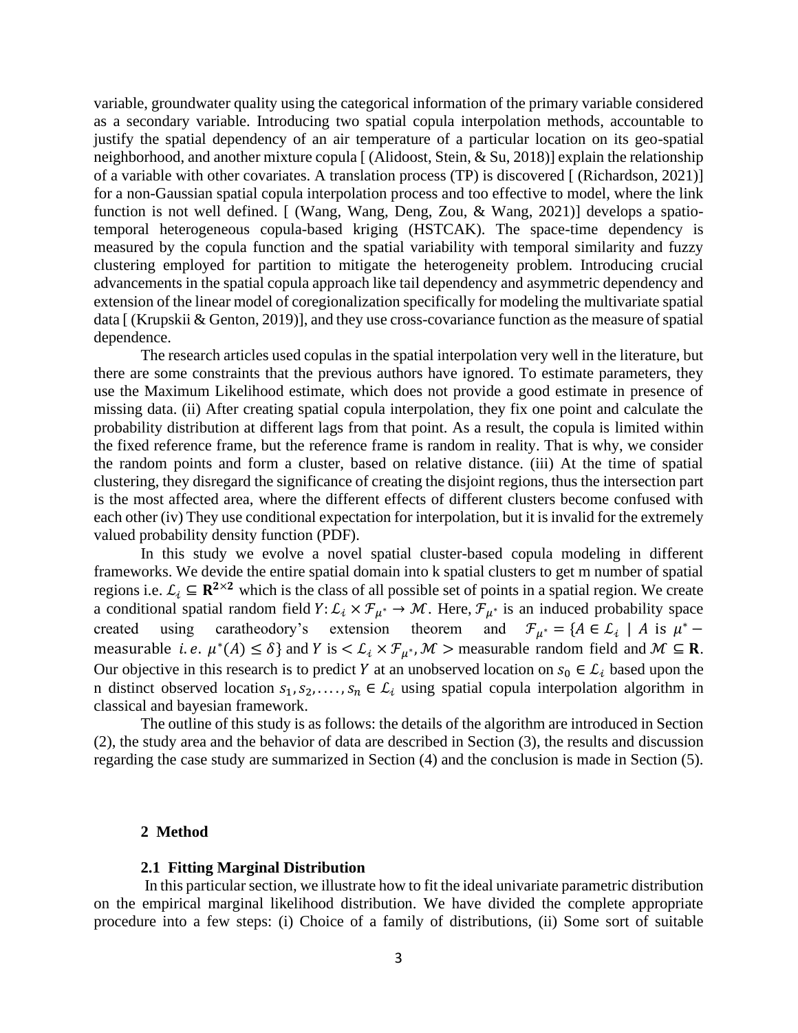variable, groundwater quality using the categorical information of the primary variable considered as a secondary variable. Introducing two spatial copula interpolation methods, accountable to justify the spatial dependency of an air temperature of a particular location on its geo-spatial neighborhood, and another mixture copula [ (Alidoost, Stein, & Su, 2018)] explain the relationship of a variable with other covariates. A translation process (TP) is discovered [ (Richardson, 2021)] for a non-Gaussian spatial copula interpolation process and too effective to model, where the link function is not well defined. [ (Wang, Wang, Deng, Zou, & Wang, 2021)] develops a spatio-temporal heterogeneous copula-based kriging (HSTCAK). The space-time dependency is measured by the copula function and the spatial variability with temporal similarity and fuzzy clustering employed for partition to mitigate the heterogeneity problem. Introducing crucial advancements in the spatial copula approach like tail dependency and asymmetric dependency and extension of the linear model of coregionalization specifically for modeling the multivariate spatial data [ (Krupskii & Genton, 2019)], and they use cross-covariance function as the measure of spatial dependence.

The research articles used copulas in the spatial interpolation very well in the literature, but there are some constraints that the previous authors have ignored. To estimate parameters, they use the Maximum Likelihood estimate, which does not provide a good estimate in presence of missing data. (ii) After creating spatial copula interpolation, they fix one point and calculate the probability distribution at different lags from that point. As a result, the copula is limited within the fixed reference frame, but the reference frame is random in reality. That is why, we consider the random points and form a cluster, based on relative distance. (iii) At the time of spatial clustering, they disregard the significance of creating the disjoint regions, thus the intersection part is the most affected area, where the different effects of different clusters become confused with each other (iv) They use conditional expectation for interpolation, but it is invalid for the extremely valued probability density function (PDF).

In this study we evolve a novel spatial cluster-based copula modeling in different frameworks. We devide the entire spatial domain into k spatial clusters to get m number of spatial regions i.e. $\mathcal{L}_i \subseteq \mathbf{R}^{2\times 2}$ which is the class of all possible set of points in a spatial region. We create a conditional spatial random field $Y: \mathcal{L}_i \times \mathcal{F}_{\mu^*} \rightarrow \mathcal{M}$. Here, $\mathcal{F}_{\mu^*}$ is an induced probability space created using caratheodory's extension theorem and $\mathcal{F}_{\mu^*} = \{A \in \mathcal{L}_i \mid A \text{ is } \mu^* - \text{measurable } i.e.\ \mu^*(A) \leq \delta\}$ and $Y$ is $< \mathcal{L}_i \times \mathcal{F}_{\mu^*}, \mathcal{M} >$ measurable random field and $\mathcal{M} \subseteq \mathbf{R}$. Our objective in this research is to predict $Y$ at an unobserved location on $s_0 \in \mathcal{L}_i$ based upon the n distinct observed location $s_1, s_2, \ldots, s_n \in \mathcal{L}_i$ using spatial copula interpolation algorithm in classical and bayesian framework.

The outline of this study is as follows: the details of the algorithm are introduced in Section (2), the study area and the behavior of data are described in Section (3), the results and discussion regarding the case study are summarized in Section (4) and the conclusion is made in Section (5).

## 2 Method

### 2.1 Fitting Marginal Distribution

In this particular section, we illustrate how to fit the ideal univariate parametric distribution on the empirical marginal likelihood distribution. We have divided the complete appropriate procedure into a few steps: (i) Choice of a family of distributions, (ii) Some sort of suitable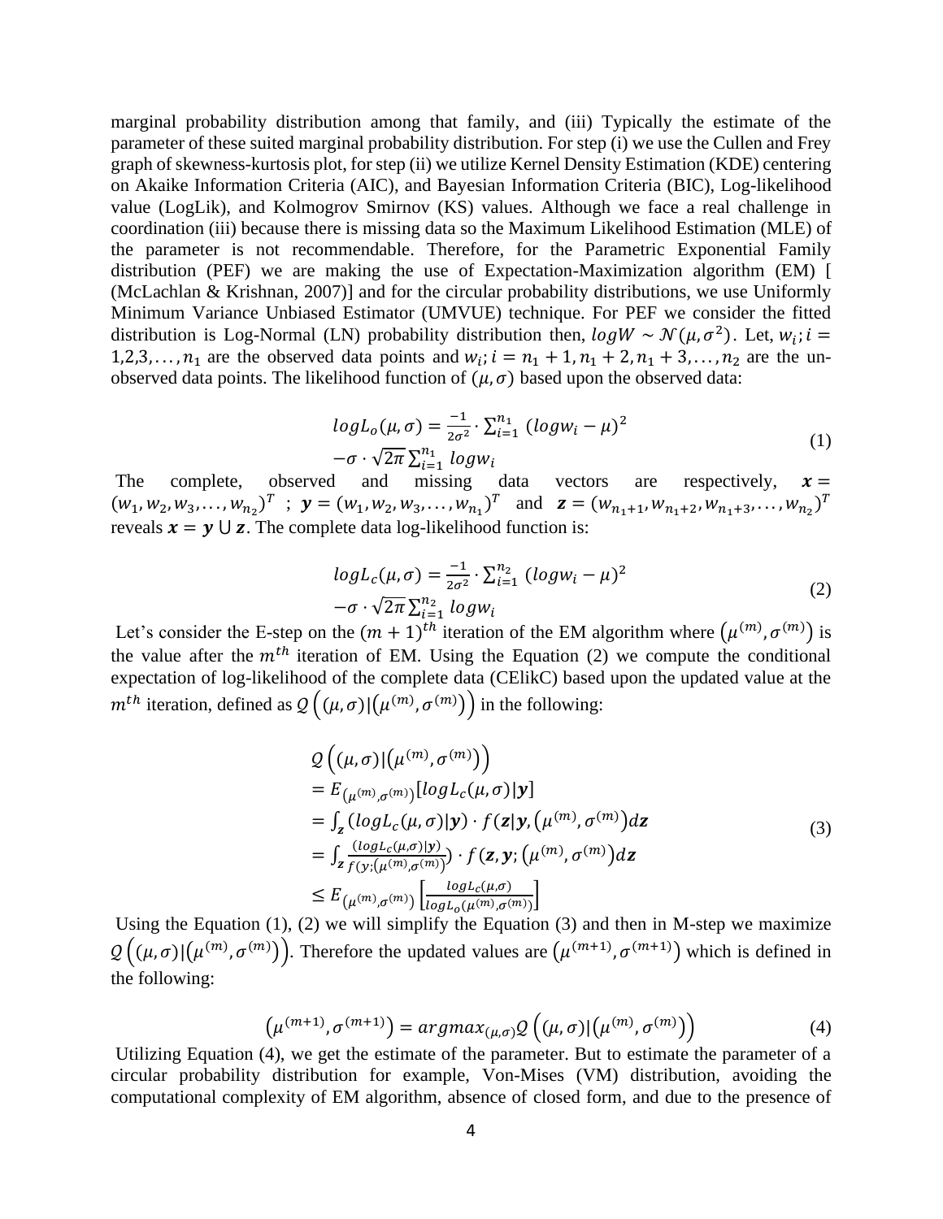marginal probability distribution among that family, and (iii) Typically the estimate of the parameter of these suited marginal probability distribution. For step (i) we use the Cullen and Frey graph of skewness-kurtosis plot, for step (ii) we utilize Kernel Density Estimation (KDE) centering on Akaike Information Criteria (AIC), and Bayesian Information Criteria (BIC), Log-likelihood value (LogLik), and Kolmogrov Smirnov (KS) values. Although we face a real challenge in coordination (iii) because there is missing data so the Maximum Likelihood Estimation (MLE) of the parameter is not recommendable. Therefore, for the Parametric Exponential Family distribution (PEF) we are making the use of Expectation-Maximization algorithm (EM) [ (McLachlan & Krishnan, 2007)] and for the circular probability distributions, we use Uniformly Minimum Variance Unbiased Estimator (UMVUE) technique. For PEF we consider the fitted distribution is Log-Normal (LN) probability distribution then, $logW \sim \mathcal{N}(\mu, \sigma^2)$. Let, $w_i; i = 1,2,3,\dots,n_1$ are the observed data points and $w_i; i = n_1+1, n_1+2, n_1+3,\dots,n_2$ are the un-observed data points. The likelihood function of $(\mu, \sigma)$ based upon the observed data:

$$
\begin{aligned}
logL_o(\mu,\sigma) &= \frac{-1}{2\sigma^2}\cdot\sum_{i=1}^{n_1}(logw_i-\mu)^2 \\
&-\sigma\cdot\sqrt{2\pi}\sum_{i=1}^{n_1} logw_i
\end{aligned}
\tag{1}
$$

The complete, observed and missing data vectors are respectively, $\boldsymbol{x} = (w_1, w_2, w_3, \dots, w_{n_2})^T$ ; $\boldsymbol{y} = (w_1, w_2, w_3, \dots, w_{n_1})^T$ and $\boldsymbol{z} = (w_{n_1+1}, w_{n_1+2}, w_{n_1+3}, \dots, w_{n_2})^T$ reveals $\boldsymbol{x} = \boldsymbol{y} \cup \boldsymbol{z}$. The complete data log-likelihood function is:

$$
\begin{aligned}
logL_c(\mu,\sigma) &= \frac{-1}{2\sigma^2}\cdot\sum_{i=1}^{n_2}(logw_i-\mu)^2 \\
&-\sigma\cdot\sqrt{2\pi}\sum_{i=1}^{n_2} logw_i
\end{aligned}
\tag{2}
$$

Let's consider the E-step on the $(m+1)^{th}$ iteration of the EM algorithm where $(\mu^{(m)}, \sigma^{(m)})$ is the value after the $m^{th}$ iteration of EM. Using the Equation (2) we compute the conditional expectation of log-likelihood of the complete data (CElikC) based upon the updated value at the $m^{th}$ iteration, defined as $\mathcal{Q}\left((\mu,\sigma)|(\mu^{(m)},\sigma^{(m)})\right)$ in the following:

$$
\begin{aligned}
&\mathcal{Q}\left((\mu,\sigma)|(\mu^{(m)},\sigma^{(m)})\right) \\
&= E_{(\mu^{(m)},\sigma^{(m)})}[logL_c(\mu,\sigma)|\boldsymbol{y}] \\
&= \int_{\boldsymbol{z}} (logL_c(\mu,\sigma)|\boldsymbol{y}) \cdot f(\boldsymbol{z}|\boldsymbol{y},(\mu^{(m)},\sigma^{(m)})d\boldsymbol{z} \\
&= \int_{\boldsymbol{z}} \frac{(logL_c(\mu,\sigma)|\boldsymbol{y})}{f(y;(\mu^{(m)},\sigma^{(m)})}) \cdot f(\boldsymbol{z},\boldsymbol{y};(\mu^{(m)},\sigma^{(m)})d\boldsymbol{z} \\
&\leq E_{(\mu^{(m)},\sigma^{(m)})}\left[\frac{logL_c(\mu,\sigma)}{logL_o(\mu^{(m)},\sigma^{(m)})}\right]
\end{aligned}
\tag{3}
$$

Using the Equation (1), (2) we will simplify the Equation (3) and then in M-step we maximize $\mathcal{Q}\left((\mu,\sigma)|(\mu^{(m)},\sigma^{(m)})\right)$. Therefore the updated values are $(\mu^{(m+1)},\sigma^{(m+1)})$ which is defined in the following:

$$
(\mu^{(m+1)},\sigma^{(m+1)}) = argmax_{(\mu,\sigma)}\mathcal{Q}\left((\mu,\sigma)|(\mu^{(m)},\sigma^{(m)})\right) \tag{4}
$$

Utilizing Equation (4), we get the estimate of the parameter. But to estimate the parameter of a circular probability distribution for example, Von-Mises (VM) distribution, avoiding the computational complexity of EM algorithm, absence of closed form, and due to the presence of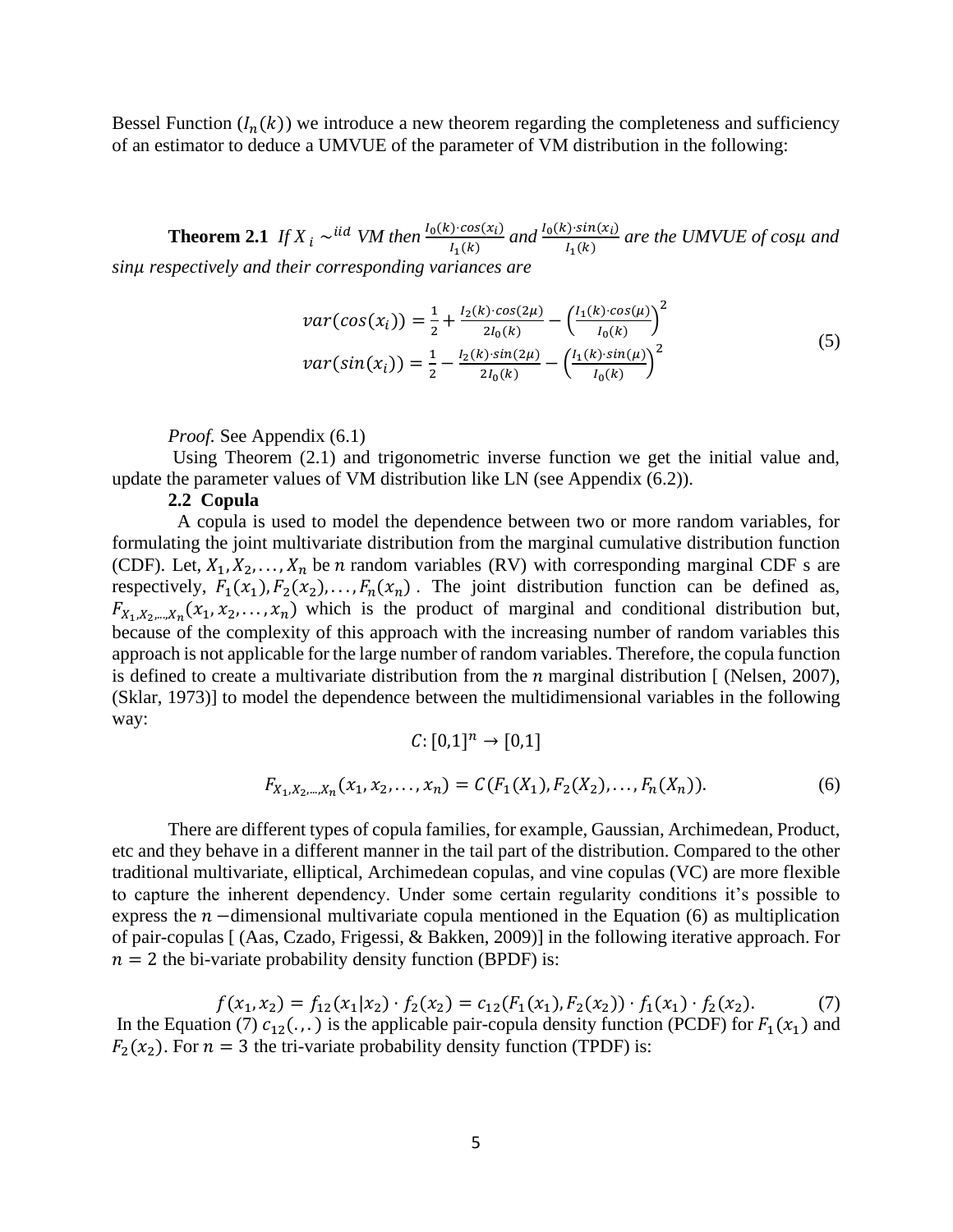Bessel Function ($I_n(k)$) we introduce a new theorem regarding the completeness and sufficiency of an estimator to deduce a UMVUE of the parameter of VM distribution in the following:

**Theorem 2.1** *If $X_i \sim^{iid}$ VM then $\frac{I_0(k)\cdot cos(x_i)}{I_1(k)}$ and $\frac{I_0(k)\cdot sin(x_i)}{I_1(k)}$ are the UMVUE of cosμ and sinμ respectively and their corresponding variances are*

$$
\begin{aligned}
var(cos(x_i)) &= \frac{1}{2} + \frac{I_2(k)\cdot cos(2\mu)}{2I_0(k)} - \left(\frac{I_1(k)\cdot cos(\mu)}{I_0(k)}\right)^2 \\
var(sin(x_i)) &= \frac{1}{2} - \frac{I_2(k)\cdot sin(2\mu)}{2I_0(k)} - \left(\frac{I_1(k)\cdot sin(\mu)}{I_0(k)}\right)^2
\end{aligned}
\tag{5}
$$

*Proof.* See Appendix (6.1)

Using Theorem (2.1) and trigonometric inverse function we get the initial value and, update the parameter values of VM distribution like LN (see Appendix (6.2)).

### 2.2 Copula

A copula is used to model the dependence between two or more random variables, for formulating the joint multivariate distribution from the marginal cumulative distribution function (CDF). Let, $X_1, X_2, \dots, X_n$ be $n$ random variables (RV) with corresponding marginal CDF s are respectively, $F_1(x_1), F_2(x_2), \dots, F_n(x_n)$. The joint distribution function can be defined as, $F_{X_1,X_2,\dots,X_n}(x_1, x_2, \dots, x_n)$ which is the product of marginal and conditional distribution but, because of the complexity of this approach with the increasing number of random variables this approach is not applicable for the large number of random variables. Therefore, the copula function is defined to create a multivariate distribution from the $n$ marginal distribution [ (Nelsen, 2007), (Sklar, 1973)] to model the dependence between the multidimensional variables in the following way:

$$C: [0,1]^n \to [0,1]$$

$$F_{X_1,X_2,\dots,X_n}(x_1, x_2, \dots, x_n) = C(F_1(X_1), F_2(X_2), \dots, F_n(X_n)). \tag{6}$$

There are different types of copula families, for example, Gaussian, Archimedean, Product, etc and they behave in a different manner in the tail part of the distribution. Compared to the other traditional multivariate, elliptical, Archimedean copulas, and vine copulas (VC) are more flexible to capture the inherent dependency. Under some certain regularity conditions it's possible to express the $n$ −dimensional multivariate copula mentioned in the Equation (6) as multiplication of pair-copulas [ (Aas, Czado, Frigessi, & Bakken, 2009)] in the following iterative approach. For $n = 2$ the bi-variate probability density function (BPDF) is:

$$f(x_1, x_2) = f_{12}(x_1|x_2) \cdot f_2(x_2) = c_{12}(F_1(x_1), F_2(x_2)) \cdot f_1(x_1) \cdot f_2(x_2). \tag{7}$$

In the Equation (7) $c_{12}(.,.)$ is the applicable pair-copula density function (PCDF) for $F_1(x_1)$ and $F_2(x_2)$. For $n = 3$ the tri-variate probability density function (TPDF) is: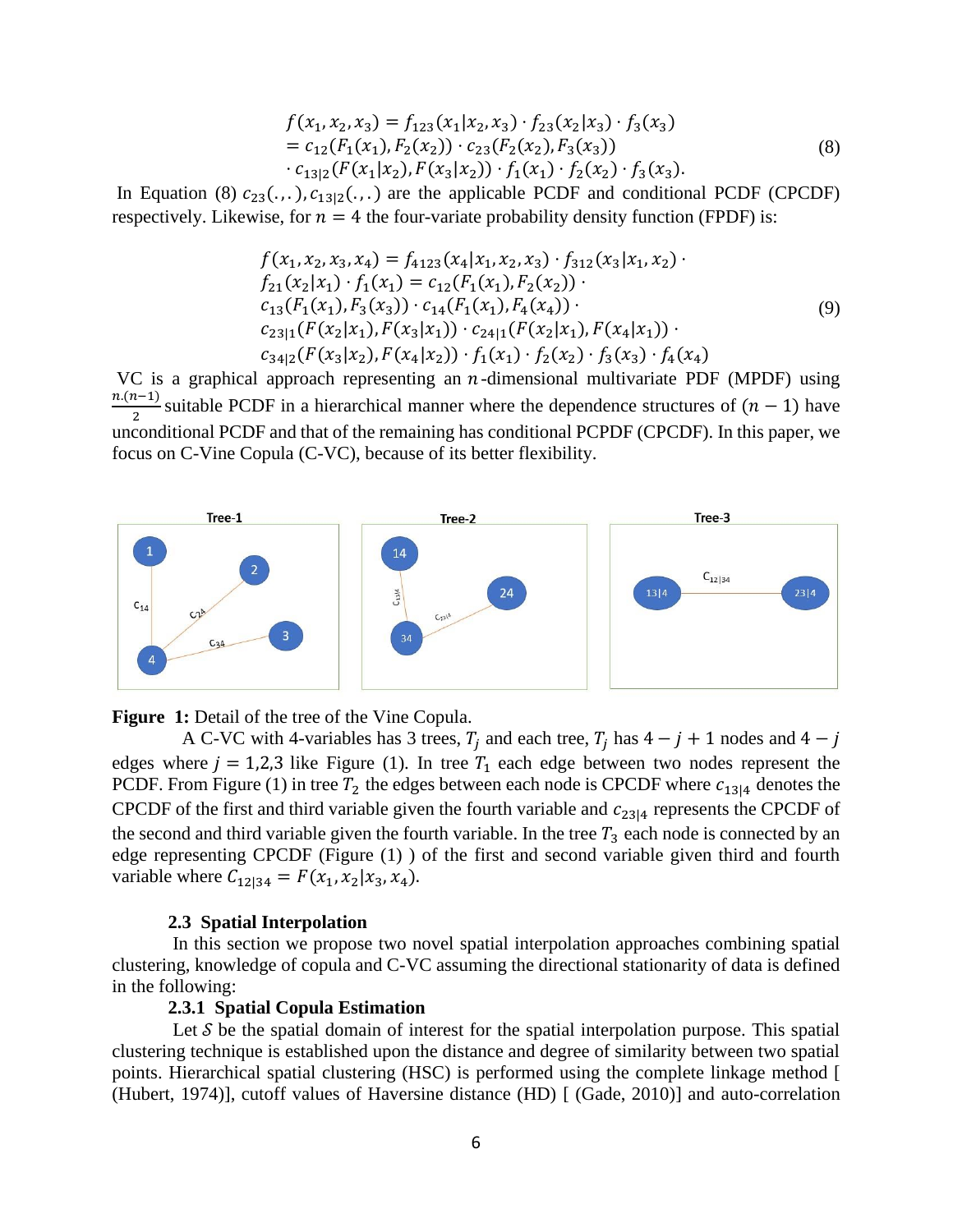$$
\begin{aligned}
f(x_1, x_2, x_3) &= f_{123}(x_1|x_2, x_3) \cdot f_{23}(x_2|x_3) \cdot f_3(x_3) \\
&= c_{12}(F_1(x_1), F_2(x_2)) \cdot c_{23}(F_2(x_2), F_3(x_3)) \\
&\cdot c_{13|2}(F(x_1|x_2), F(x_3|x_2)) \cdot f_1(x_1) \cdot f_2(x_2) \cdot f_3(x_3).
\end{aligned} \tag{8}
$$

In Equation (8) $c_{23}(.,.), c_{13|2}(.,.)$ are the applicable PCDF and conditional PCDF (CPCDF) respectively. Likewise, for $n = 4$ the four-variate probability density function (FPDF) is:

$$
\begin{aligned}
&f(x_1, x_2, x_3, x_4) = f_{4123}(x_4|x_1, x_2, x_3) \cdot f_{312}(x_3|x_1, x_2) \cdot \\
&f_{21}(x_2|x_1) \cdot f_1(x_1) = c_{12}(F_1(x_1), F_2(x_2)) \cdot \\
&c_{13}(F_1(x_1), F_3(x_3)) \cdot c_{14}(F_1(x_1), F_4(x_4)) \cdot \\
&c_{23|1}(F(x_2|x_1), F(x_3|x_1)) \cdot c_{24|1}(F(x_2|x_1), F(x_4|x_1)) \cdot \\
&c_{34|2}(F(x_3|x_2), F(x_4|x_2)) \cdot f_1(x_1) \cdot f_2(x_2) \cdot f_3(x_3) \cdot f_4(x_4)
\end{aligned} \tag{9}
$$

VC is a graphical approach representing an $n$-dimensional multivariate PDF (MPDF) using $\frac{n.(n-1)}{2}$ suitable PCDF in a hierarchical manner where the dependence structures of $(n-1)$ have unconditional PCDF and that of the remaining has conditional PCPDF (CPCDF). In this paper, we focus on C-Vine Copula (C-VC), because of its better flexibility.

**Figure 1:** Detail of the tree of the Vine Copula.

A C-VC with 4-variables has 3 trees, $T_j$ and each tree, $T_j$ has $4 - j + 1$ nodes and $4 - j$ edges where $j = 1,2,3$ like Figure (1). In tree $T_1$ each edge between two nodes represent the PCDF. From Figure (1) in tree $T_2$ the edges between each node is CPCDF where $c_{13|4}$ denotes the CPCDF of the first and third variable given the fourth variable and $c_{23|4}$ represents the CPCDF of the second and third variable given the fourth variable. In the tree $T_3$ each node is connected by an edge representing CPCDF (Figure (1) ) of the first and second variable given third and fourth variable where $C_{12|34} = F(x_1, x_2|x_3, x_4)$.

### 2.3 Spatial Interpolation

In this section we propose two novel spatial interpolation approaches combining spatial clustering, knowledge of copula and C-VC assuming the directional stationarity of data is defined in the following:

#### 2.3.1 Spatial Copula Estimation

Let $\mathcal{S}$ be the spatial domain of interest for the spatial interpolation purpose. This spatial clustering technique is established upon the distance and degree of similarity between two spatial points. Hierarchical spatial clustering (HSC) is performed using the complete linkage method [ (Hubert, 1974)], cutoff values of Haversine distance (HD) [ (Gade, 2010)] and auto-correlation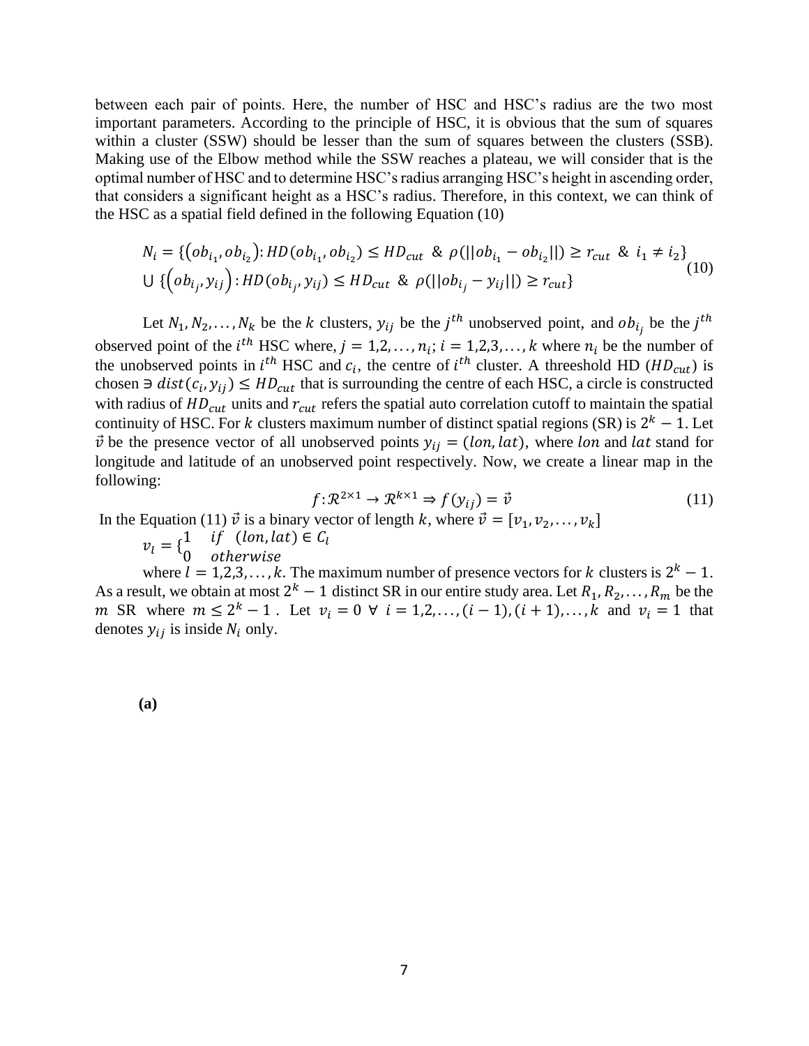between each pair of points. Here, the number of HSC and HSC's radius are the two most important parameters. According to the principle of HSC, it is obvious that the sum of squares within a cluster (SSW) should be lesser than the sum of squares between the clusters (SSB). Making use of the Elbow method while the SSW reaches a plateau, we will consider that is the optimal number of HSC and to determine HSC's radius arranging HSC's height in ascending order, that considers a significant height as a HSC's radius. Therefore, in this context, we can think of the HSC as a spatial field defined in the following Equation (10)

$$N_i = \{(ob_{i_1}, ob_{i_2}): HD(ob_{i_1}, ob_{i_2}) \leq HD_{cut} \ \& \ \rho(||ob_{i_1} - ob_{i_2}||) \geq r_{cut} \ \& \ i_1 \neq i_2\} \cup \{(ob_{i_j}, y_{ij}): HD(ob_{i_j}, y_{ij}) \leq HD_{cut} \ \& \ \rho(||ob_{i_j} - y_{ij}||) \geq r_{cut}\} \tag{10}$$

Let $N_1, N_2, \ldots, N_k$ be the $k$ clusters, $y_{ij}$ be the $j^{th}$ unobserved point, and $ob_{i_j}$ be the $j^{th}$ observed point of the $i^{th}$ HSC where, $j = 1,2, \ldots, n_i; i = 1,2,3, \ldots, k$ where $n_i$ be the number of the unobserved points in $i^{th}$ HSC and $c_i$, the centre of $i^{th}$ cluster. A threeshold HD ($HD_{cut}$) is chosen $\ni dist(c_i, y_{ij}) \leq HD_{cut}$ that is surrounding the centre of each HSC, a circle is constructed with radius of $HD_{cut}$ units and $r_{cut}$ refers the spatial auto correlation cutoff to maintain the spatial continuity of HSC. For $k$ clusters maximum number of distinct spatial regions (SR) is $2^k - 1$. Let $\vec{v}$ be the presence vector of all unobserved points $y_{ij} = (lon, lat)$, where $lon$ and $lat$ stand for longitude and latitude of an unobserved point respectively. Now, we create a linear map in the following:

$$f: \mathcal{R}^{2\times1} \to \mathcal{R}^{k\times1} \Rightarrow f(y_{ij}) = \vec{v} \tag{11}$$

In the Equation (11) $\vec{v}$ is a binary vector of length $k$, where $\vec{v} = [v_1, v_2, \ldots, v_k]$

$$v_l = \begin{cases} 1 & if \quad (lon, lat) \in C_l \\ 0 & otherwise \end{cases}$$

where $l = 1,2,3, \ldots, k$. The maximum number of presence vectors for $k$ clusters is $2^k - 1$. As a result, we obtain at most $2^k - 1$ distinct SR in our entire study area. Let $R_1, R_2, \ldots, R_m$ be the $m$ SR where $m \leq 2^k - 1$ . Let $v_i = 0 \ \forall \ i = 1,2, \ldots, (i-1), (i+1), \ldots, k$ and $v_i = 1$ that denotes $y_{ij}$ is inside $N_i$ only.

**(a)**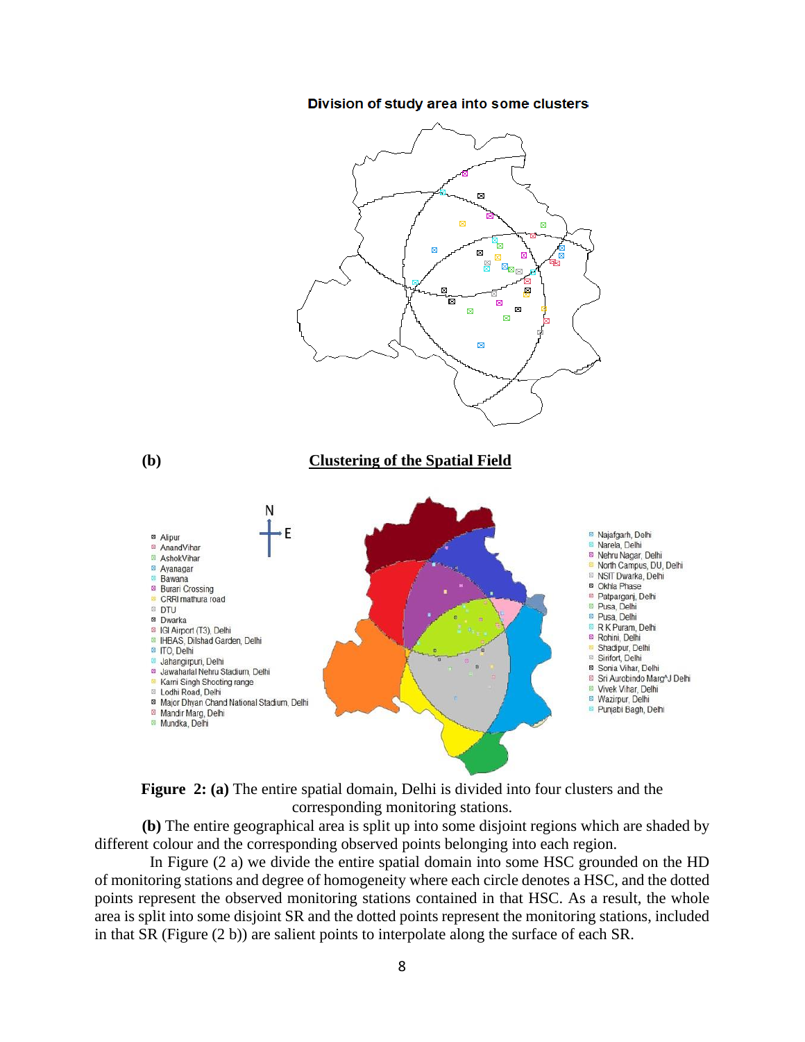**Figure 2: (a)** The entire spatial domain, Delhi is divided into four clusters and the corresponding monitoring stations.

**(b)** The entire geographical area is split up into some disjoint regions which are shaded by different colour and the corresponding observed points belonging into each region.

In Figure (2 a) we divide the entire spatial domain into some HSC grounded on the HD of monitoring stations and degree of homogeneity where each circle denotes a HSC, and the dotted points represent the observed monitoring stations contained in that HSC. As a result, the whole area is split into some disjoint SR and the dotted points represent the monitoring stations, included in that SR (Figure (2 b)) are salient points to interpolate along the surface of each SR.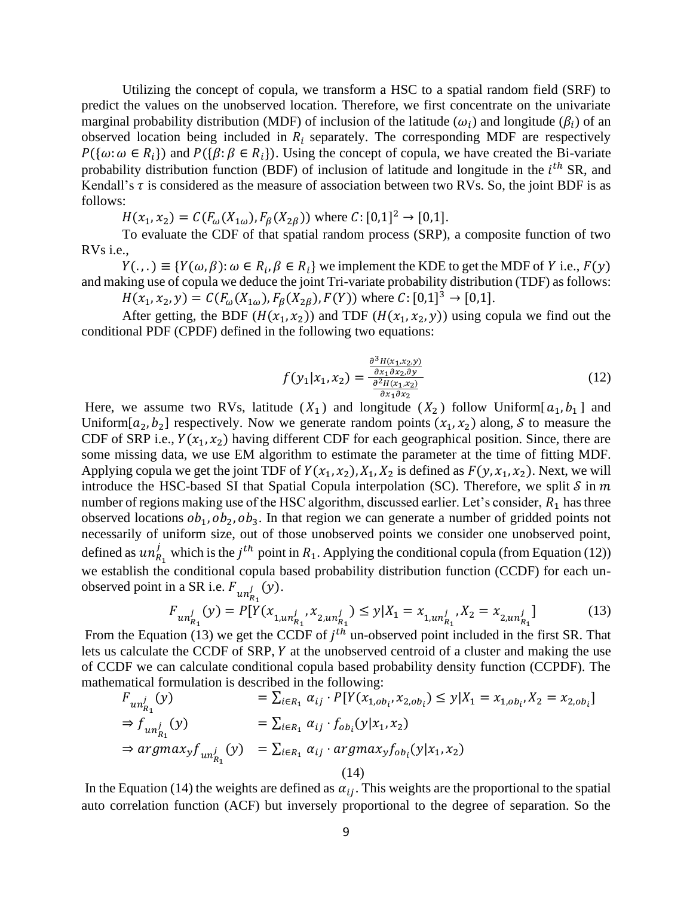Utilizing the concept of copula, we transform a HSC to a spatial random field (SRF) to predict the values on the unobserved location. Therefore, we first concentrate on the univariate marginal probability distribution (MDF) of inclusion of the latitude ($\omega_i$) and longitude ($\beta_i$) of an observed location being included in $R_i$ separately. The corresponding MDF are respectively $P(\{\omega: \omega \in R_i\})$ and $P(\{\beta: \beta \in R_i\})$. Using the concept of copula, we have created the Bi-variate probability distribution function (BDF) of inclusion of latitude and longitude in the $i^{th}$ SR, and Kendall's $\tau$ is considered as the measure of association between two RVs. So, the joint BDF is as follows:

$H(x_1, x_2) = C(F_\omega(X_{1\omega}), F_\beta(X_{2\beta}))$ where $C: [0,1]^2 \rightarrow [0,1]$.

To evaluate the CDF of that spatial random process (SRP), a composite function of two RVs i.e.,

$Y(.,.) \equiv \{Y(\omega, \beta): \omega \in R_i, \beta \in R_i\}$ we implement the KDE to get the MDF of $Y$ i.e., $F(y)$ and making use of copula we deduce the joint Tri-variate probability distribution (TDF) as follows:

$H(x_1, x_2, y) = C(F_\omega(X_{1\omega}), F_\beta(X_{2\beta}), F(Y))$ where $C: [0,1]^3 \rightarrow [0,1]$.

After getting, the BDF ($H(x_1, x_2)$) and TDF ($H(x_1, x_2, y)$) using copula we find out the conditional PDF (CPDF) defined in the following two equations:

$$f(y_1|x_1, x_2) = \frac{\frac{\partial^3 H(x_1, x_2, y)}{\partial x_1 \partial x_2, \partial y}}{\frac{\partial^2 H(x_1, x_2)}{\partial x_1 \partial x_2}} \tag{12}$$

Here, we assume two RVs, latitude ($X_1$) and longitude ($X_2$) follow Uniform$[a_1, b_1]$ and Uniform$[a_2, b_2]$ respectively. Now we generate random points $(x_1, x_2)$ along, $\mathcal{S}$ to measure the CDF of SRP i.e., $Y(x_1, x_2)$ having different CDF for each geographical position. Since, there are some missing data, we use EM algorithm to estimate the parameter at the time of fitting MDF. Applying copula we get the joint TDF of $Y(x_1, x_2), X_1, X_2$ is defined as $F(y, x_1, x_2)$. Next, we will introduce the HSC-based SI that Spatial Copula interpolation (SC). Therefore, we split $\mathcal{S}$ in $m$ number of regions making use of the HSC algorithm, discussed earlier. Let's consider, $R_1$ has three observed locations $ob_1, ob_2, ob_3$. In that region we can generate a number of gridded points not necessarily of uniform size, out of those unobserved points we consider one unobserved point, defined as $un_{R_1}^j$ which is the $j^{th}$ point in $R_1$. Applying the conditional copula (from Equation (12)) we establish the conditional copula based probability distribution function (CCDF) for each un-observed point in a SR i.e. $F_{un_{R_1}^j}(y)$.

$$F_{un_{R_1}^j}(y) = P[Y(x_{1,un_{R_1}^j}, x_{2,un_{R_1}^j}) \leq y | X_1 = x_{1,un_{R_1}^j}, X_2 = x_{2,un_{R_1}^j}] \tag{13}$$

From the Equation (13) we get the CCDF of $j^{th}$ un-observed point included in the first SR. That lets us calculate the CCDF of SRP, $Y$ at the unobserved centroid of a cluster and making the use of CCDF we can calculate conditional copula based probability density function (CCPDF). The mathematical formulation is described in the following:

$$\begin{aligned}
F_{un_{R_1}^j}(y) &= \sum_{i \in R_1} \alpha_{ij} \cdot P[Y(x_{1,ob_i}, x_{2,ob_i}) \leq y | X_1 = x_{1,ob_i}, X_2 = x_{2,ob_i}] \\
\Rightarrow f_{un_{R_1}^j}(y) &= \sum_{i \in R_1} \alpha_{ij} \cdot f_{ob_i}(y|x_1, x_2) \\
\Rightarrow argmax_y f_{un_{R_1}^j}(y) &= \sum_{i \in R_1} \alpha_{ij} \cdot argmax_y f_{ob_i}(y|x_1, x_2)
\end{aligned} \tag{14}$$

In the Equation (14) the weights are defined as $\alpha_{ij}$. This weights are the proportional to the spatial auto correlation function (ACF) but inversely proportional to the degree of separation. So the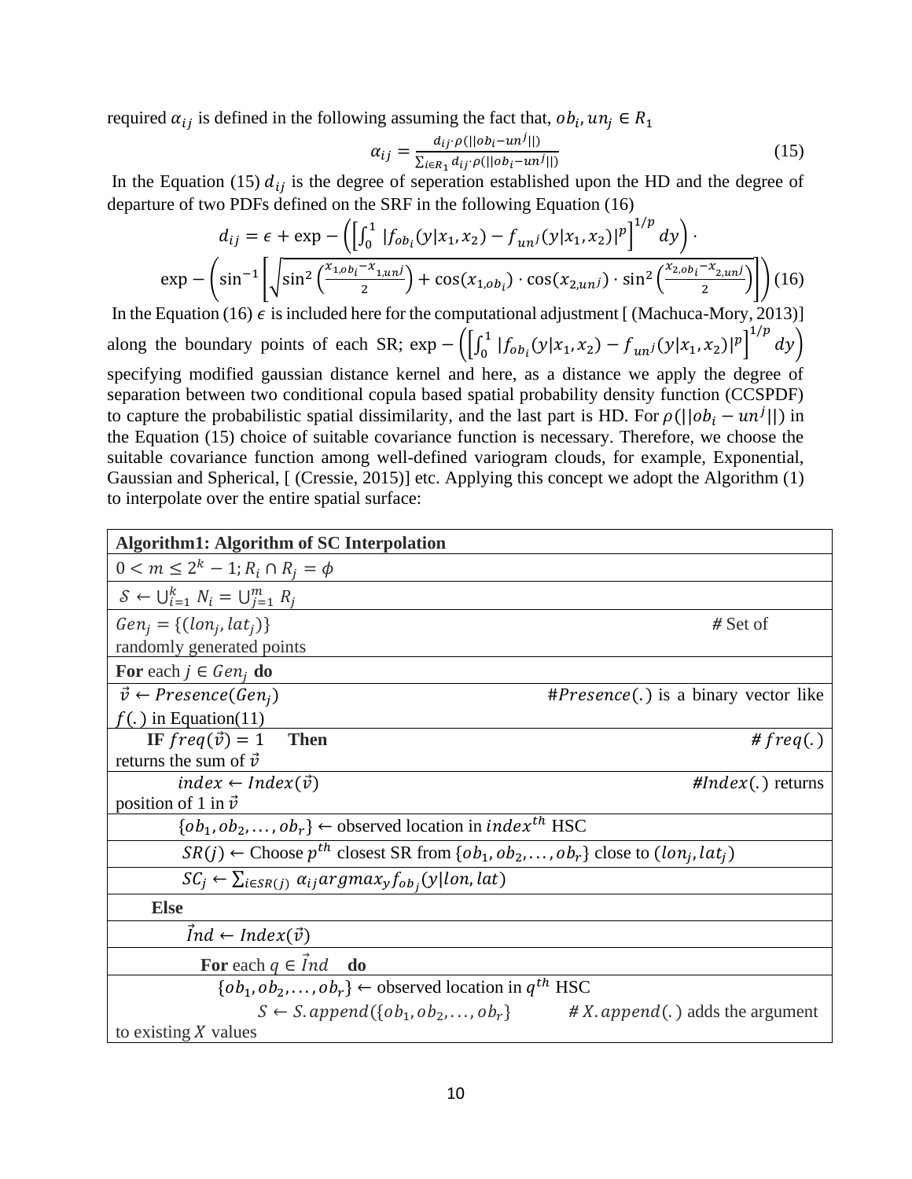required $\alpha_{ij}$ is defined in the following assuming the fact that, $ob_i, un_j \in R_1$

$$\alpha_{ij} = \frac{d_{ij} \cdot \rho(||ob_i - un^j||)}{\sum_{i \in R_1} d_{ij} \cdot \rho(||ob_i - un^j||)} \tag{15}$$

In the Equation (15) $d_{ij}$ is the degree of seperation established upon the HD and the degree of departure of two PDFs defined on the SRF in the following Equation (16)

$$d_{ij} = \epsilon + \exp - \left( \left[ \int_0^1 |f_{ob_i}(y|x_1, x_2) - f_{un^j}(y|x_1, x_2)|^p \right]^{1/p} dy \right) \cdot \exp - \left( \sin^{-1} \left[ \sqrt{\sin^2 \left( \frac{x_{1,ob_i} - x_{1,un^j}}{2} \right) + \cos(x_{1,ob_i}) \cdot \cos(x_{2,un^j}) \cdot \sin^2 \left( \frac{x_{2,ob_i} - x_{2,un^j}}{2} \right)} \right] \right) \tag{16}$$

In the Equation (16) $\epsilon$ is included here for the computational adjustment [ (Machuca-Mory, 2013)] along the boundary points of each SR; $\exp - \left( \left[ \int_0^1 |f_{ob_i}(y|x_1, x_2) - f_{un^j}(y|x_1, x_2)|^p \right]^{1/p} dy \right)$ specifying modified gaussian distance kernel and here, as a distance we apply the degree of separation between two conditional copula based spatial probability density function (CCSPDF) to capture the probabilistic spatial dissimilarity, and the last part is HD. For $\rho(||ob_i - un^j||)$ in the Equation (15) choice of suitable covariance function is necessary. Therefore, we choose the suitable covariance function among well-defined variogram clouds, for example, Exponential, Gaussian and Spherical, [ (Cressie, 2015)] etc. Applying this concept we adopt the Algorithm (1) to interpolate over the entire spatial surface:

| **Algorithm1: Algorithm of SC Interpolation** |
| --- |
| $0 < m \leq 2^k - 1; R_i \cap R_j = \phi$ |
| $\mathcal{S} \leftarrow \bigcup_{i=1}^{k} N_i = \bigcup_{j=1}^{m} R_j$ |
| $Gen_j = \{(lon_j, lat_j)\}$ # Set of randomly generated points |
| **For** each $j \in Gen_j$ **do** |
| $\vec{v} \leftarrow Presence(Gen_j)$ #$Presence(.)$ is a binary vector like $f(.)$ in Equation(11) |
| **IF** $freq(\vec{v}) = 1$ **Then** # $freq(.)$ returns the sum of $\vec{v}$ |
| $index \leftarrow Index(\vec{v})$ #$Index(.)$ returns position of 1 in $\vec{v}$ |
| $\{ob_1, ob_2, \ldots, ob_r\} \leftarrow$ observed location in $index^{th}$ HSC |
| $SR(j) \leftarrow$ Choose $p^{th}$ closest SR from $\{ob_1, ob_2, \ldots, ob_r\}$ close to $(lon_j, lat_j)$ |
| $SC_j \leftarrow \sum_{i \in SR(j)} \alpha_{ij} argmax_y f_{ob_j}(y|lon, lat)$ |
| **Else** |
| $\vec{Ind} \leftarrow Index(\vec{v})$ |
| **For** each $q \in \vec{Ind}$ **do** |
| $\{ob_1, ob_2, \ldots, ob_r\} \leftarrow$ observed location in $q^{th}$ HSC |
| $S \leftarrow S.append(\{ob_1, ob_2, \ldots, ob_r\}$ # $X.append(.)$ adds the argument to existing $X$ values |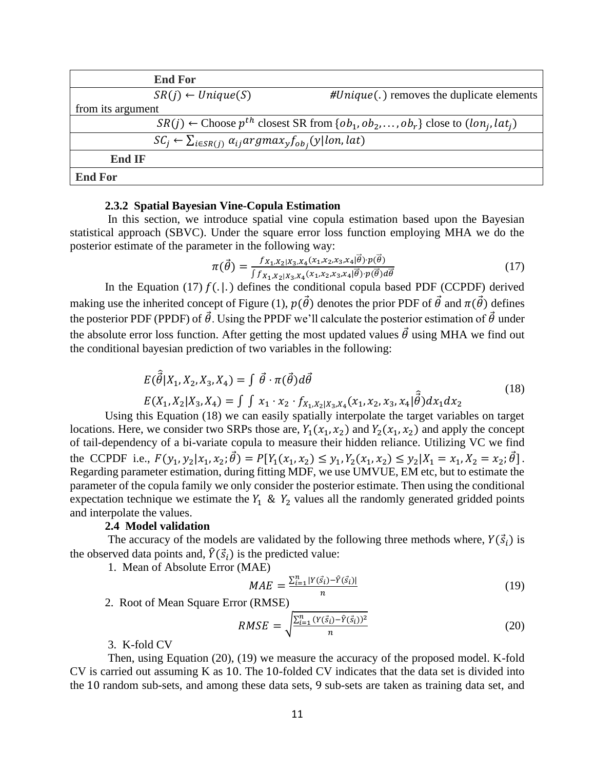| |
|---|
| **End For** |
| $SR(j) \leftarrow Unique(S)$ &nbsp;&nbsp;&nbsp;&nbsp; $\#Unique(.)$ removes the duplicate elements from its argument |
| $SR(j) \leftarrow$ Choose $p^{th}$ closest SR from $\{ob_1, ob_2, \ldots, ob_r\}$ close to $(lon_j, lat_j)$ |
| $SC_j \leftarrow \sum_{i \in SR(j)} \alpha_{ij} argmax_y f_{ob_j}(y \mid lon, lat)$ |
| **End IF** |
| **End For** |

### 2.3.2 Spatial Bayesian Vine-Copula Estimation

In this section, we introduce spatial vine copula estimation based upon the Bayesian statistical approach (SBVC). Under the square error loss function employing MHA we do the posterior estimate of the parameter in the following way:

$$\pi(\vec{\theta}) = \frac{f_{X_1, X_2 \mid X_3, X_4}(x_1, x_2, x_3, x_4 \mid \vec{\theta}) \cdot p(\vec{\theta})}{\int f_{X_1, X_2 \mid X_3, X_4}(x_1, x_2, x_3, x_4 \mid \vec{\theta}) \cdot p(\vec{\theta}) d\vec{\theta}} \tag{17}$$

In the Equation (17) $f(.|.)$ defines the conditional copula based PDF (CCPDF) derived making use the inherited concept of Figure (1), $p(\vec{\theta})$ denotes the prior PDF of $\vec{\theta}$ and $\pi(\vec{\theta})$ defines the posterior PDF (PPDF) of $\vec{\theta}$. Using the PPDF we'll calculate the posterior estimation of $\vec{\theta}$ under the absolute error loss function. After getting the most updated values $\hat{\vec{\theta}}$ using MHA we find out the conditional bayesian prediction of two variables in the following:

$$\begin{aligned} E(\hat{\vec{\theta}} \mid X_1, X_2, X_3, X_4) &= \int \vec{\theta} \cdot \pi(\vec{\theta}) d\vec{\theta} \\ E(X_1, X_2 \mid X_3, X_4) &= \int \int x_1 \cdot x_2 \cdot f_{X_1, X_2 \mid X_3, X_4}(x_1, x_2, x_3, x_4 \mid \hat{\vec{\theta}}) dx_1 dx_2 \end{aligned} \tag{18}$$

Using this Equation (18) we can easily spatially interpolate the target variables on target locations. Here, we consider two SRPs those are, $Y_1(x_1, x_2)$ and $Y_2(x_1, x_2)$ and apply the concept of tail-dependency of a bi-variate copula to measure their hidden reliance. Utilizing VC we find the CCPDF i.e., $F(y_1, y_2 \mid x_1, x_2; \vec{\theta}) = P[Y_1(x_1, x_2) \leq y_1, Y_2(x_1, x_2) \leq y_2 \mid X_1 = x_1, X_2 = x_2; \vec{\theta}]$. Regarding parameter estimation, during fitting MDF, we use UMVUE, EM etc, but to estimate the parameter of the copula family we only consider the posterior estimate. Then using the conditional expectation technique we estimate the $Y_1$ & $Y_2$ values all the randomly generated gridded points and interpolate the values.

### 2.4 Model validation

The accuracy of the models are validated by the following three methods where, $Y(\vec{s}_i)$ is the observed data points and, $\hat{Y}(\vec{s}_i)$ is the predicted value:

1. Mean of Absolute Error (MAE)

$$MAE = \frac{\sum_{i=1}^{n} |Y(\vec{s}_i) - \hat{Y}(\vec{s}_i)|}{n} \tag{19}$$

2. Root of Mean Square Error (RMSE)

$$RMSE = \sqrt{\frac{\sum_{i=1}^{n} (Y(\vec{s}_i) - \hat{Y}(\vec{s}_i))^2}{n}} \tag{20}$$

3. K-fold CV

Then, using Equation (20), (19) we measure the accuracy of the proposed model. K-fold CV is carried out assuming K as 10. The 10-folded CV indicates that the data set is divided into the 10 random sub-sets, and among these data sets, 9 sub-sets are taken as training data set, and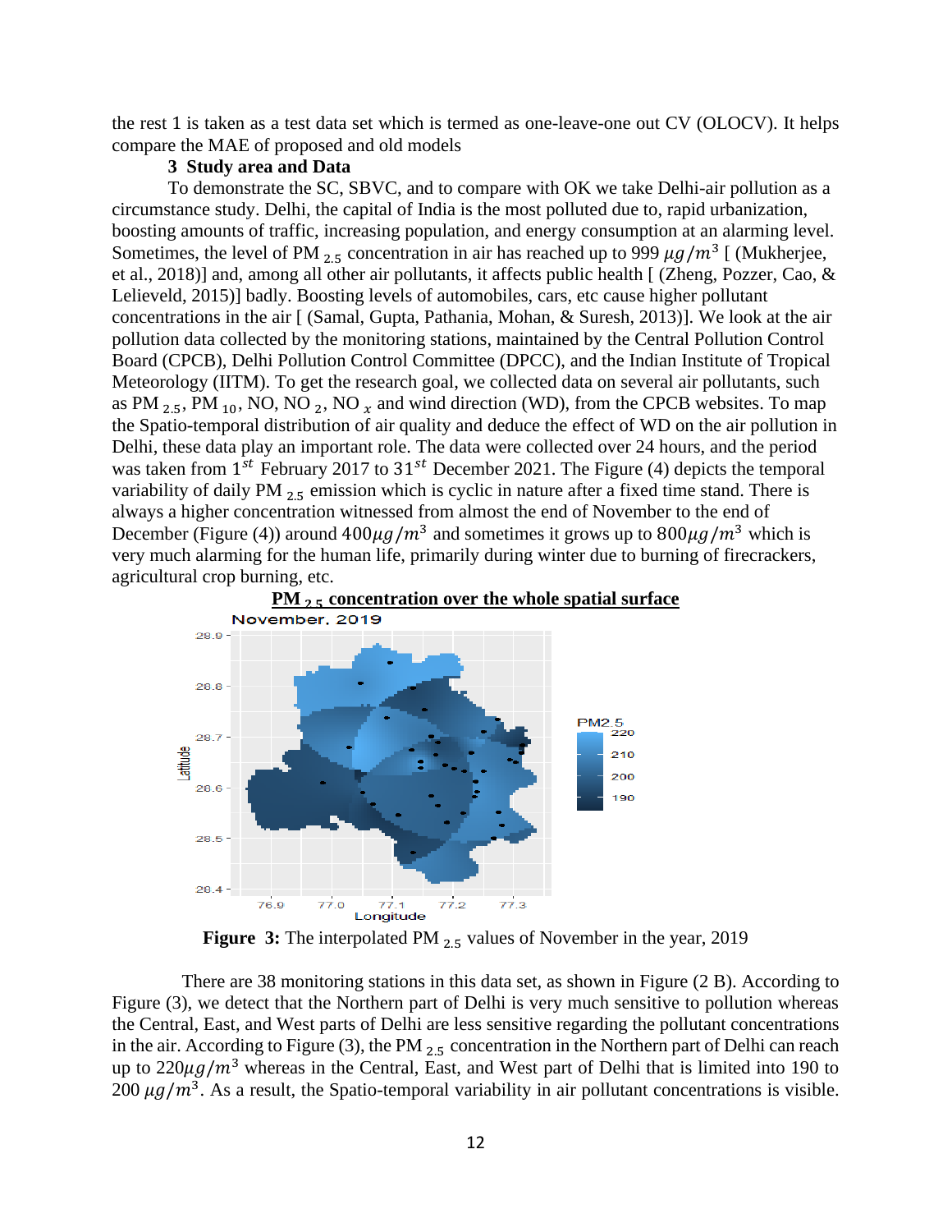the rest 1 is taken as a test data set which is termed as one-leave-one out CV (OLOCV). It helps compare the MAE of proposed and old models

## 3 Study area and Data

To demonstrate the SC, SBVC, and to compare with OK we take Delhi-air pollution as a circumstance study. Delhi, the capital of India is the most polluted due to, rapid urbanization, boosting amounts of traffic, increasing population, and energy consumption at an alarming level. Sometimes, the level of PM $_{2.5}$ concentration in air has reached up to 999 $\mu g/m^3$ [ (Mukherjee, et al., 2018)] and, among all other air pollutants, it affects public health [ (Zheng, Pozzer, Cao, & Lelieveld, 2015)] badly. Boosting levels of automobiles, cars, etc cause higher pollutant concentrations in the air [ (Samal, Gupta, Pathania, Mohan, & Suresh, 2013)]. We look at the air pollution data collected by the monitoring stations, maintained by the Central Pollution Control Board (CPCB), Delhi Pollution Control Committee (DPCC), and the Indian Institute of Tropical Meteorology (IITM). To get the research goal, we collected data on several air pollutants, such as PM $_{2.5}$, PM $_{10}$, NO, NO $_2$, NO $_x$ and wind direction (WD), from the CPCB websites. To map the Spatio-temporal distribution of air quality and deduce the effect of WD on the air pollution in Delhi, these data play an important role. The data were collected over 24 hours, and the period was taken from $1^{st}$ February 2017 to $31^{st}$ December 2021. The Figure (4) depicts the temporal variability of daily PM $_{2.5}$ emission which is cyclic in nature after a fixed time stand. There is always a higher concentration witnessed from almost the end of November to the end of December (Figure (4)) around $400\mu g/m^3$ and sometimes it grows up to $800\mu g/m^3$ which is very much alarming for the human life, primarily during winter due to burning of firecrackers, agricultural crop burning, etc.

**PM $_{2.5}$ concentration over the whole spatial surface**

**Figure 3:** The interpolated PM $_{2.5}$ values of November in the year, 2019

There are 38 monitoring stations in this data set, as shown in Figure (2 B). According to Figure (3), we detect that the Northern part of Delhi is very much sensitive to pollution whereas the Central, East, and West parts of Delhi are less sensitive regarding the pollutant concentrations in the air. According to Figure (3), the PM $_{2.5}$ concentration in the Northern part of Delhi can reach up to $220\mu g/m^3$ whereas in the Central, East, and West part of Delhi that is limited into 190 to 200 $\mu g/m^3$. As a result, the Spatio-temporal variability in air pollutant concentrations is visible.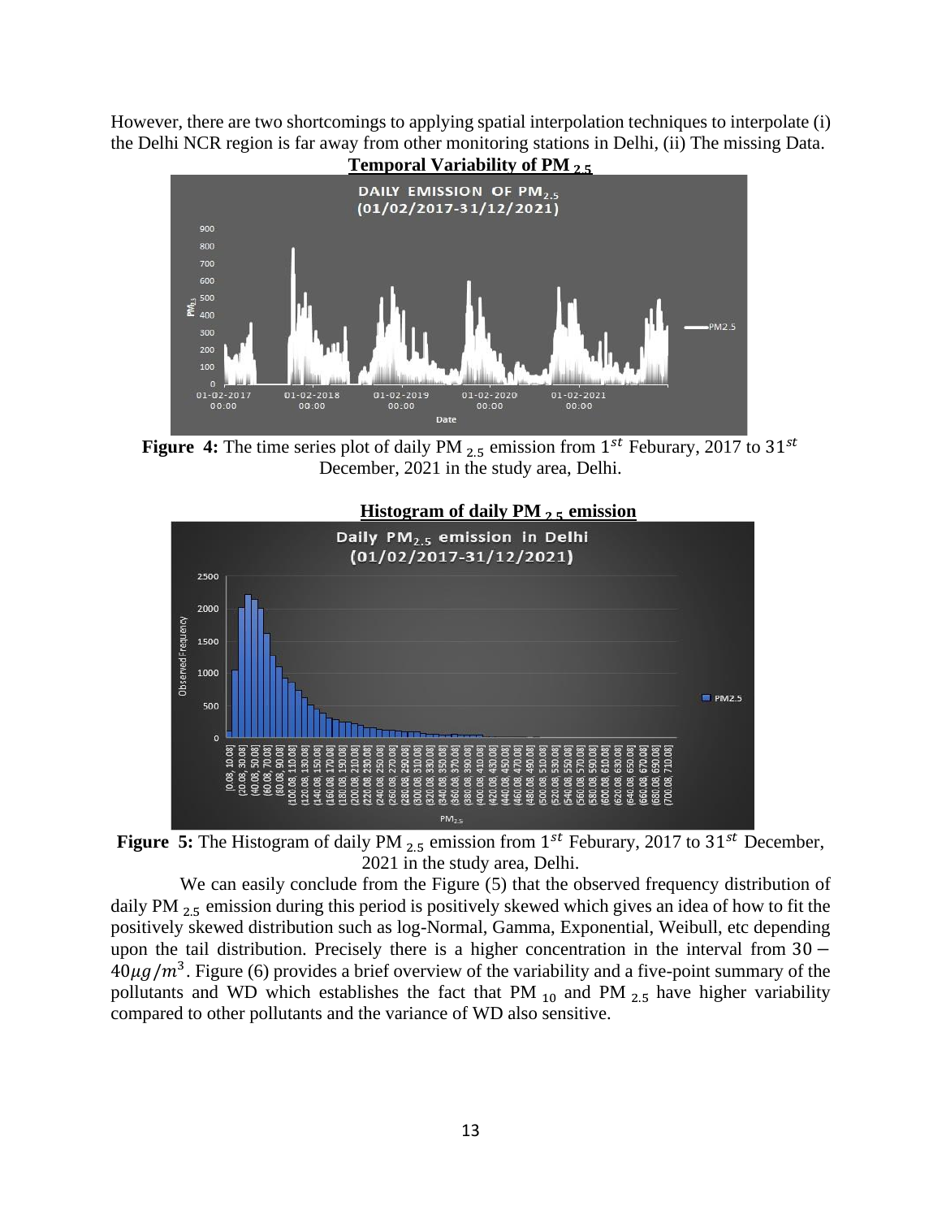However, there are two shortcomings to applying spatial interpolation techniques to interpolate (i) the Delhi NCR region is far away from other monitoring stations in Delhi, (ii) The missing Data.

**Temporal Variability of PM $_{2.5}$**

**Figure 4:** The time series plot of daily PM $_{2.5}$ emission from $1^{st}$ Feburary, 2017 to $31^{st}$ December, 2021 in the study area, Delhi.

**Histogram of daily PM $_{2.5}$ emission**

**Figure 5:** The Histogram of daily PM $_{2.5}$ emission from $1^{st}$ Feburary, 2017 to $31^{st}$ December, 2021 in the study area, Delhi.

We can easily conclude from the Figure (5) that the observed frequency distribution of daily PM $_{2.5}$ emission during this period is positively skewed which gives an idea of how to fit the positively skewed distribution such as log-Normal, Gamma, Exponential, Weibull, etc depending upon the tail distribution. Precisely there is a higher concentration in the interval from $30 - 40\mu g/m^3$. Figure (6) provides a brief overview of the variability and a five-point summary of the pollutants and WD which establishes the fact that PM $_{10}$ and PM $_{2.5}$ have higher variability compared to other pollutants and the variance of WD also sensitive.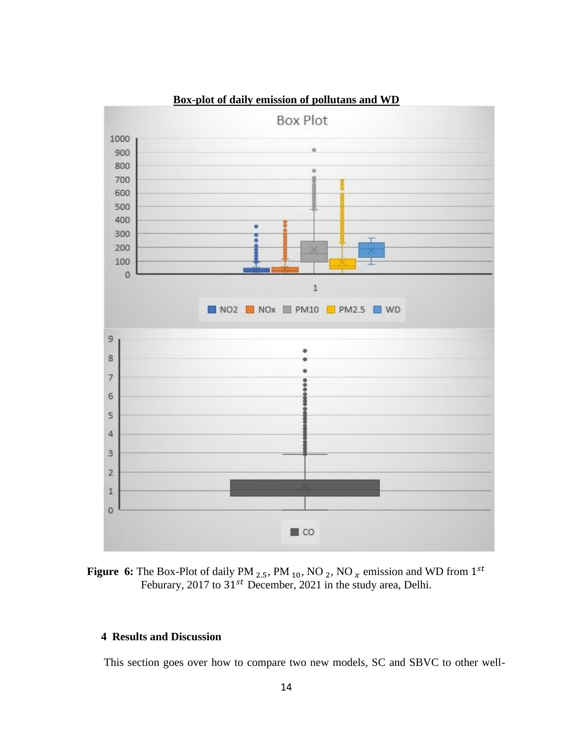**Box-plot of daily emission of pollutans and WD**

**Figure 6:** The Box-Plot of daily PM $_{2.5}$, PM $_{10}$, NO $_2$, NO $_x$ emission and WD from $1^{st}$ Feburary, 2017 to $31^{st}$ December, 2021 in the study area, Delhi.

## 4 Results and Discussion

This section goes over how to compare two new models, SC and SBVC to other well-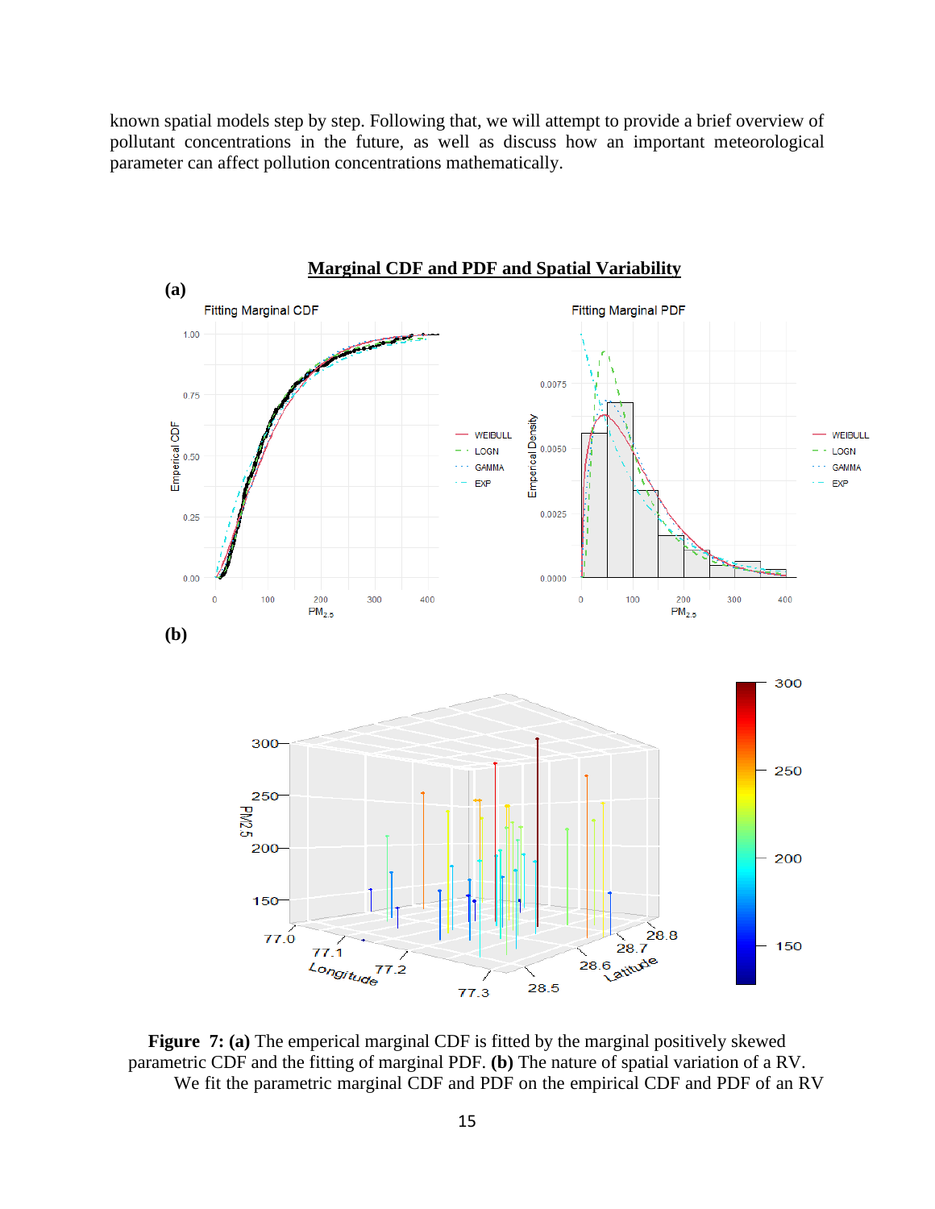known spatial models step by step. Following that, we will attempt to provide a brief overview of pollutant concentrations in the future, as well as discuss how an important meteorological parameter can affect pollution concentrations mathematically.

**Figure 7: (a)** The emperical marginal CDF is fitted by the marginal positively skewed parametric CDF and the fitting of marginal PDF. **(b)** The nature of spatial variation of a RV. We fit the parametric marginal CDF and PDF on the empirical CDF and PDF of an RV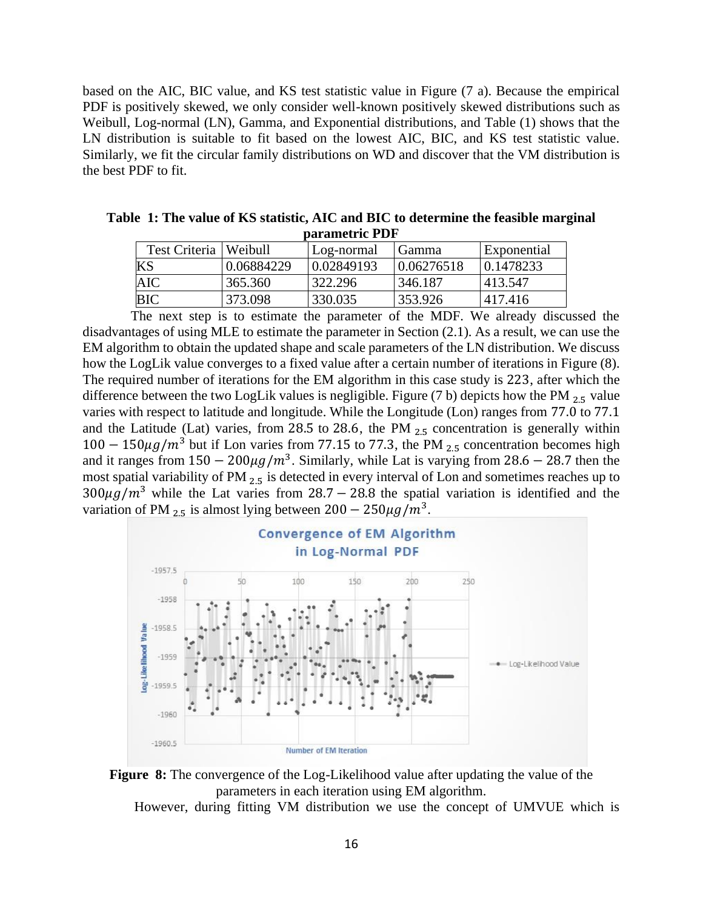based on the AIC, BIC value, and KS test statistic value in Figure (7 a). Because the empirical PDF is positively skewed, we only consider well-known positively skewed distributions such as Weibull, Log-normal (LN), Gamma, and Exponential distributions, and Table (1) shows that the LN distribution is suitable to fit based on the lowest AIC, BIC, and KS test statistic value. Similarly, we fit the circular family distributions on WD and discover that the VM distribution is the best PDF to fit.

**Table 1: The value of KS statistic, AIC and BIC to determine the feasible marginal parametric PDF**

| Test Criteria | Weibull | Log-normal | Gamma | Exponential |
|---|---|---|---|---|
| KS | 0.06884229 | 0.02849193 | 0.06276518 | 0.1478233 |
| AIC | 365.360 | 322.296 | 346.187 | 413.547 |
| BIC | 373.098 | 330.035 | 353.926 | 417.416 |

The next step is to estimate the parameter of the MDF. We already discussed the disadvantages of using MLE to estimate the parameter in Section (2.1). As a result, we can use the EM algorithm to obtain the updated shape and scale parameters of the LN distribution. We discuss how the LogLik value converges to a fixed value after a certain number of iterations in Figure (8). The required number of iterations for the EM algorithm in this case study is $223$, after which the difference between the two LogLik values is negligible. Figure (7 b) depicts how the PM $_{2.5}$ value varies with respect to latitude and longitude. While the Longitude (Lon) ranges from $77.0$ to $77.1$ and the Latitude (Lat) varies, from $28.5$ to $28.6$, the PM $_{2.5}$ concentration is generally within $100 - 150\mu g/m^3$ but if Lon varies from $77.15$ to $77.3$, the PM $_{2.5}$ concentration becomes high and it ranges from $150 - 200\mu g/m^3$. Similarly, while Lat is varying from $28.6 - 28.7$ then the most spatial variability of PM $_{2.5}$ is detected in every interval of Lon and sometimes reaches up to $300\mu g/m^3$ while the Lat varies from $28.7 - 28.8$ the spatial variation is identified and the variation of PM $_{2.5}$ is almost lying between $200 - 250\mu g/m^3$.

**Figure 8:** The convergence of the Log-Likelihood value after updating the value of the parameters in each iteration using EM algorithm.

However, during fitting VM distribution we use the concept of UMVUE which is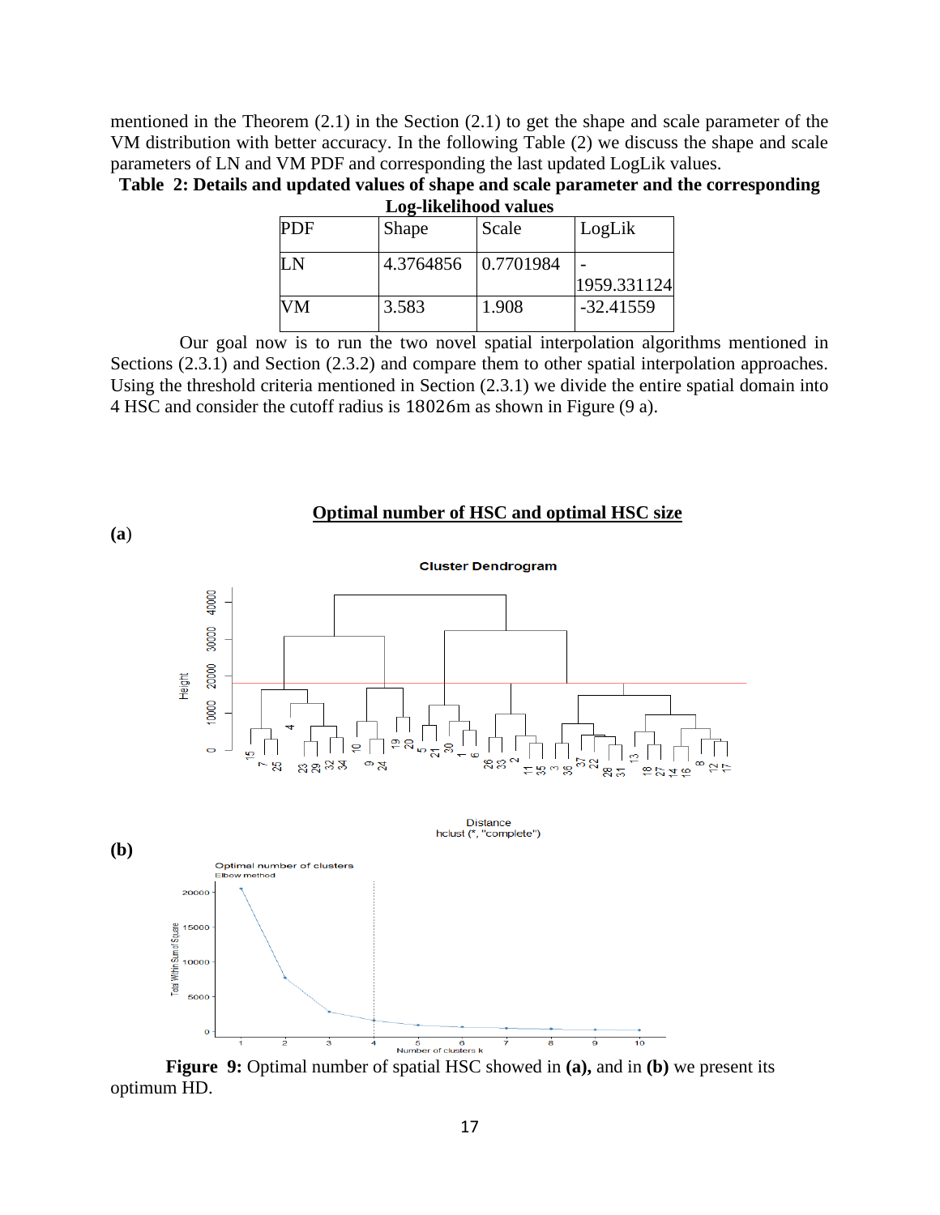mentioned in the Theorem (2.1) in the Section (2.1) to get the shape and scale parameter of the VM distribution with better accuracy. In the following Table (2) we discuss the shape and scale parameters of LN and VM PDF and corresponding the last updated LogLik values.

**Table 2: Details and updated values of shape and scale parameter and the corresponding Log-likelihood values**

| PDF | Shape | Scale | LogLik |
|---|---|---|---|
| LN | 4.3764856 | 0.7701984 | -1959.331124 |
| VM | 3.583 | 1.908 | -32.41559 |

Our goal now is to run the two novel spatial interpolation algorithms mentioned in Sections (2.3.1) and Section (2.3.2) and compare them to other spatial interpolation approaches. Using the threshold criteria mentioned in Section (2.3.1) we divide the entire spatial domain into 4 HSC and consider the cutoff radius is 18026m as shown in Figure (9 a).

**Optimal number of HSC and optimal HSC size**

**(a)**

**(b)**

**Figure 9:** Optimal number of spatial HSC showed in **(a),** and in **(b)** we present its optimum HD.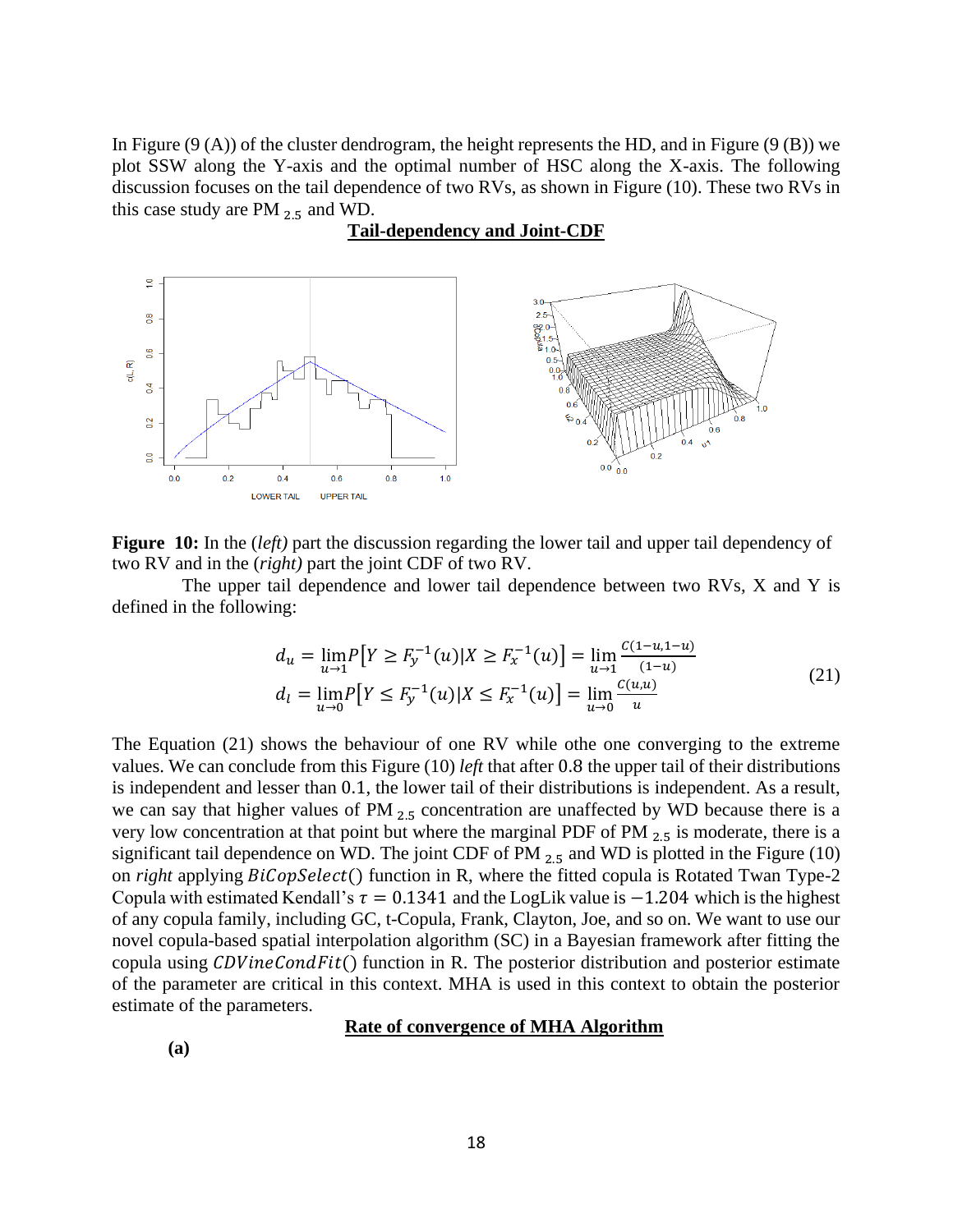In Figure (9 (A)) of the cluster dendrogram, the height represents the HD, and in Figure (9 (B)) we plot SSW along the Y-axis and the optimal number of HSC along the X-axis. The following discussion focuses on the tail dependence of two RVs, as shown in Figure (10). These two RVs in this case study are $PM_{2.5}$ and WD.

**Tail-dependency and Joint-CDF**

**Figure 10:** In the (*left)* part the discussion regarding the lower tail and upper tail dependency of two RV and in the (*right)* part the joint CDF of two RV.

The upper tail dependence and lower tail dependence between two RVs, X and Y is defined in the following:

$$
\begin{aligned}
d_u &= \lim_{u \to 1} P\left[Y \geq F_y^{-1}(u) \middle| X \geq F_x^{-1}(u)\right] = \lim_{u \to 1} \frac{C(1-u, 1-u)}{(1-u)} \\
d_l &= \lim_{u \to 0} P\left[Y \leq F_y^{-1}(u) \middle| X \leq F_x^{-1}(u)\right] = \lim_{u \to 0} \frac{C(u,u)}{u}
\end{aligned}
\tag{21}
$$

The Equation (21) shows the behaviour of one RV while othe one converging to the extreme values. We can conclude from this Figure (10) *left* that after 0.8 the upper tail of their distributions is independent and lesser than 0.1, the lower tail of their distributions is independent. As a result, we can say that higher values of $PM_{2.5}$ concentration are unaffected by WD because there is a very low concentration at that point but where the marginal PDF of $PM_{2.5}$ is moderate, there is a significant tail dependence on WD. The joint CDF of $PM_{2.5}$ and WD is plotted in the Figure (10) on *right* applying $BiCopSelect()$ function in R, where the fitted copula is Rotated Twan Type-2 Copula with estimated Kendall's $\tau = 0.1341$ and the LogLik value is $-1.204$ which is the highest of any copula family, including GC, t-Copula, Frank, Clayton, Joe, and so on. We want to use our novel copula-based spatial interpolation algorithm (SC) in a Bayesian framework after fitting the copula using $CDVineCondFit()$ function in R. The posterior distribution and posterior estimate of the parameter are critical in this context. MHA is used in this context to obtain the posterior estimate of the parameters.

**Rate of convergence of MHA Algorithm**

**(a)**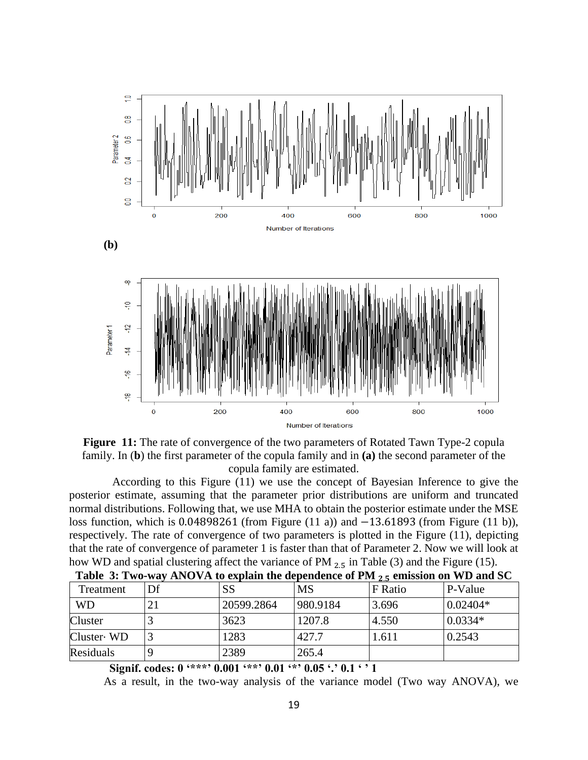(b)

**Figure 11:** The rate of convergence of the two parameters of Rotated Tawn Type-2 copula family. In (**b**) the first parameter of the copula family and in **(a)** the second parameter of the copula family are estimated.

According to this Figure (11) we use the concept of Bayesian Inference to give the posterior estimate, assuming that the parameter prior distributions are uniform and truncated normal distributions. Following that, we use MHA to obtain the posterior estimate under the MSE loss function, which is 0.04898261 (from Figure (11 a)) and −13.61893 (from Figure (11 b)), respectively. The rate of convergence of two parameters is plotted in the Figure (11), depicting that the rate of convergence of parameter 1 is faster than that of Parameter 2. Now we will look at how WD and spatial clustering affect the variance of $PM_{2.5}$ in Table (3) and the Figure (15).

**Table 3: Two-way ANOVA to explain the dependence of $PM_{2.5}$ emission on WD and SC**

| Treatment | Df | SS | MS | F Ratio | P-Value |
|---|---|---|---|---|---|
| WD | 21 | 20599.2864 | 980.9184 | 3.696 | 0.02404* |
| Cluster | 3 | 3623 | 1207.8 | 4.550 | 0.0334* |
| Cluster· WD | 3 | 1283 | 427.7 | 1.611 | 0.2543 |
| Residuals | 9 | 2389 | 265.4 | | |

**Signif. codes: 0 '***' 0.001 '**' 0.01 '*' 0.05 '.' 0.1 ' ' 1**

As a result, in the two-way analysis of the variance model (Two way ANOVA), we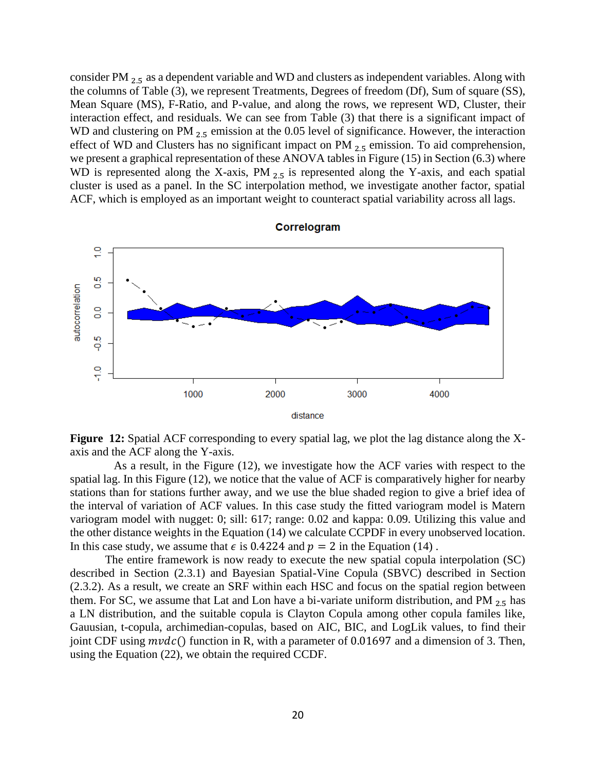consider PM $_{2.5}$ as a dependent variable and WD and clusters as independent variables. Along with the columns of Table (3), we represent Treatments, Degrees of freedom (Df), Sum of square (SS), Mean Square (MS), F-Ratio, and P-value, and along the rows, we represent WD, Cluster, their interaction effect, and residuals. We can see from Table (3) that there is a significant impact of WD and clustering on PM $_{2.5}$ emission at the 0.05 level of significance. However, the interaction effect of WD and Clusters has no significant impact on PM $_{2.5}$ emission. To aid comprehension, we present a graphical representation of these ANOVA tables in Figure (15) in Section (6.3) where WD is represented along the X-axis, PM $_{2.5}$ is represented along the Y-axis, and each spatial cluster is used as a panel. In the SC interpolation method, we investigate another factor, spatial ACF, which is employed as an important weight to counteract spatial variability across all lags.

**Figure 12:** Spatial ACF corresponding to every spatial lag, we plot the lag distance along the X-axis and the ACF along the Y-axis.

As a result, in the Figure (12), we investigate how the ACF varies with respect to the spatial lag. In this Figure (12), we notice that the value of ACF is comparatively higher for nearby stations than for stations further away, and we use the blue shaded region to give a brief idea of the interval of variation of ACF values. In this case study the fitted variogram model is Matern variogram model with nugget: 0; sill: 617; range: 0.02 and kappa: 0.09. Utilizing this value and the other distance weights in the Equation (14) we calculate CCPDF in every unobserved location. In this case study, we assume that $\epsilon$ is 0.4224 and $p = 2$ in the Equation (14) .

The entire framework is now ready to execute the new spatial copula interpolation (SC) described in Section (2.3.1) and Bayesian Spatial-Vine Copula (SBVC) described in Section (2.3.2). As a result, we create an SRF within each HSC and focus on the spatial region between them. For SC, we assume that Lat and Lon have a bi-variate uniform distribution, and PM $_{2.5}$ has a LN distribution, and the suitable copula is Clayton Copula among other copula familes like, Gauusian, t-copula, archimedian-copulas, based on AIC, BIC, and LogLik values, to find their joint CDF using $mvdc()$ function in R, with a parameter of 0.01697 and a dimension of 3. Then, using the Equation (22), we obtain the required CCDF.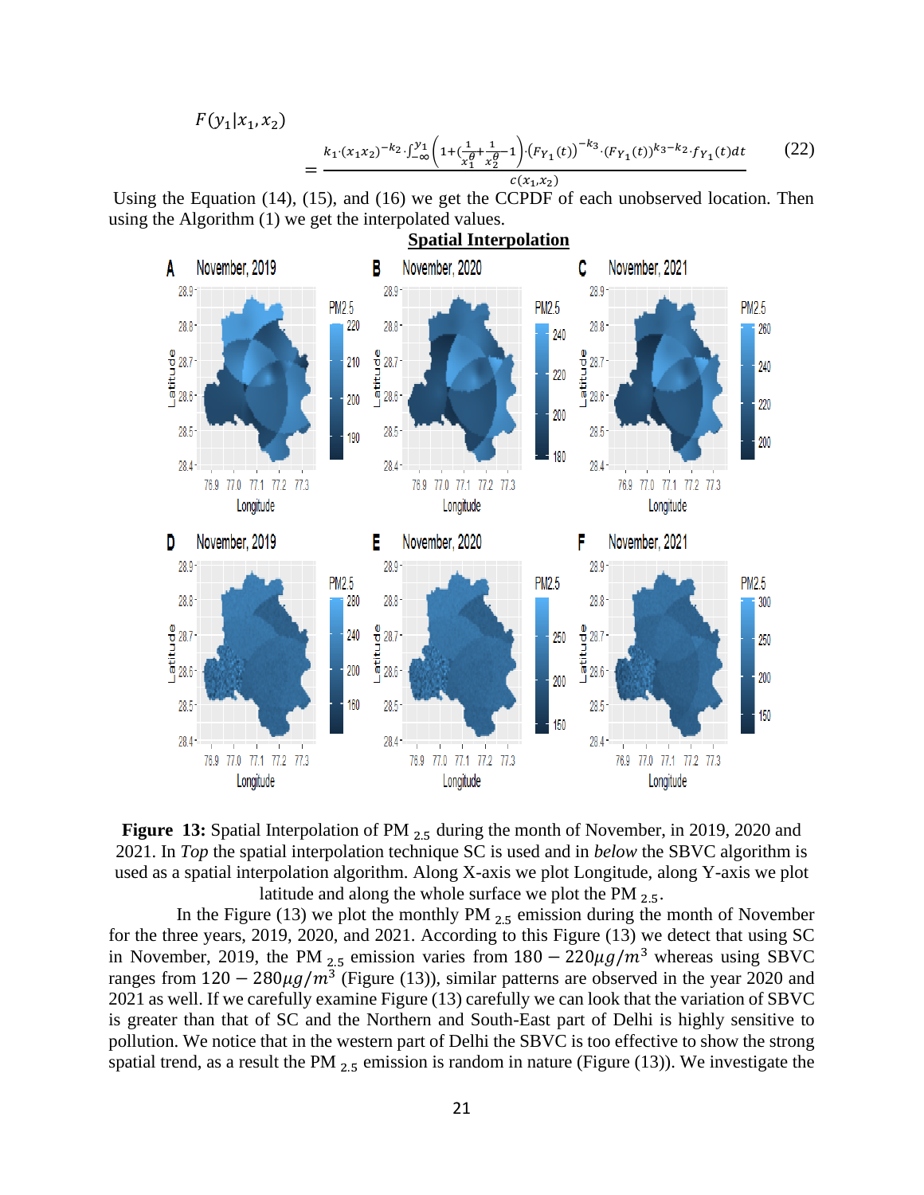$$F(y_1|x_1,x_2) = \frac{k_1 \cdot (x_1x_2)^{-k_2} \cdot \int_{-\infty}^{y_1} \left(1+\left(\frac{1}{x_1^{\theta}}+\frac{1}{x_2^{\theta}}-1\right) \cdot \left(F_{Y_1}(t)\right)^{-k_3} \cdot \left(F_{Y_1}(t)\right)^{k_3-k_2} \cdot f_{Y_1}(t)dt\right.}{c(x_1,x_2)} \quad (22)$$

Using the Equation (14), (15), and (16) we get the CCPDF of each unobserved location. Then using the Algorithm (1) we get the interpolated values.

**Figure 13:** Spatial Interpolation of PM $_{2.5}$ during the month of November, in 2019, 2020 and 2021. In *Top* the spatial interpolation technique SC is used and in *below* the SBVC algorithm is used as a spatial interpolation algorithm. Along X-axis we plot Longitude, along Y-axis we plot latitude and along the whole surface we plot the PM $_{2.5}$.

In the Figure (13) we plot the monthly PM $_{2.5}$ emission during the month of November for the three years, 2019, 2020, and 2021. According to this Figure (13) we detect that using SC in November, 2019, the PM $_{2.5}$ emission varies from $180 - 220\mu g/m^3$ whereas using SBVC ranges from $120 - 280\mu g/m^3$ (Figure (13)), similar patterns are observed in the year 2020 and 2021 as well. If we carefully examine Figure (13) carefully we can look that the variation of SBVC is greater than that of SC and the Northern and South-East part of Delhi is highly sensitive to pollution. We notice that in the western part of Delhi the SBVC is too effective to show the strong spatial trend, as a result the PM $_{2.5}$ emission is random in nature (Figure (13)). We investigate the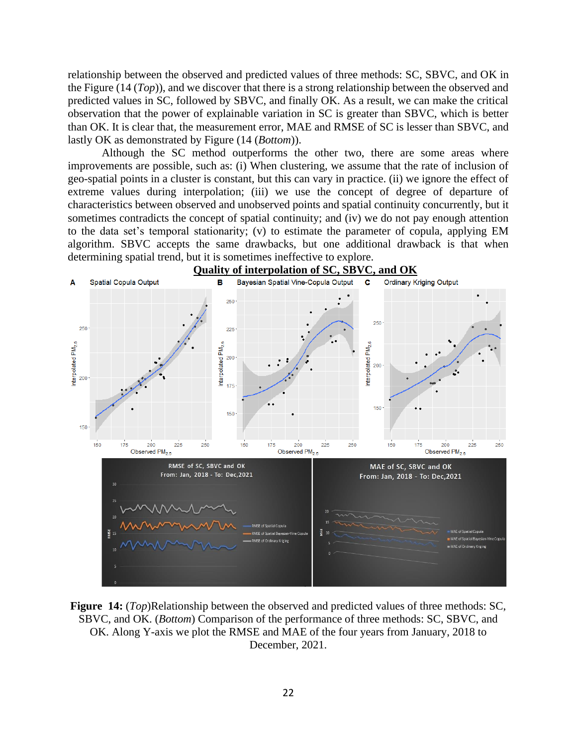relationship between the observed and predicted values of three methods: SC, SBVC, and OK in the Figure (14 (*Top*)), and we discover that there is a strong relationship between the observed and predicted values in SC, followed by SBVC, and finally OK. As a result, we can make the critical observation that the power of explainable variation in SC is greater than SBVC, which is better than OK. It is clear that, the measurement error, MAE and RMSE of SC is lesser than SBVC, and lastly OK as demonstrated by Figure (14 (*Bottom*)).

Although the SC method outperforms the other two, there are some areas where improvements are possible, such as: (i) When clustering, we assume that the rate of inclusion of geo-spatial points in a cluster is constant, but this can vary in practice. (ii) we ignore the effect of extreme values during interpolation; (iii) we use the concept of degree of departure of characteristics between observed and unobserved points and spatial continuity concurrently, but it sometimes contradicts the concept of spatial continuity; and (iv) we do not pay enough attention to the data set's temporal stationarity; (v) to estimate the parameter of copula, applying EM algorithm. SBVC accepts the same drawbacks, but one additional drawback is that when determining spatial trend, but it is sometimes ineffective to explore.

**Figure 14:** (*Top*)Relationship between the observed and predicted values of three methods: SC, SBVC, and OK. (*Bottom*) Comparison of the performance of three methods: SC, SBVC, and OK. Along Y-axis we plot the RMSE and MAE of the four years from January, 2018 to December, 2021.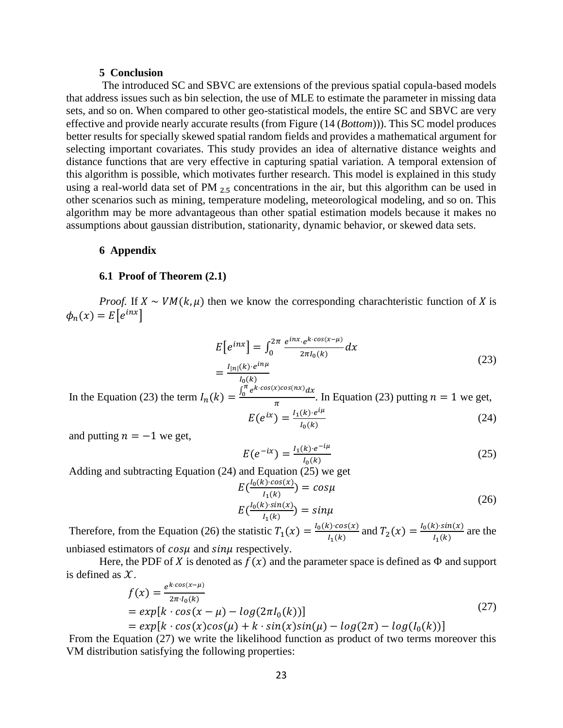## 5 Conclusion

The introduced SC and SBVC are extensions of the previous spatial copula-based models that address issues such as bin selection, the use of MLE to estimate the parameter in missing data sets, and so on. When compared to other geo-statistical models, the entire SC and SBVC are very effective and provide nearly accurate results (from Figure (14 (*Bottom*))). This SC model produces better results for specially skewed spatial random fields and provides a mathematical argument for selecting important covariates. This study provides an idea of alternative distance weights and distance functions that are very effective in capturing spatial variation. A temporal extension of this algorithm is possible, which motivates further research. This model is explained in this study using a real-world data set of PM $_{2.5}$ concentrations in the air, but this algorithm can be used in other scenarios such as mining, temperature modeling, meteorological modeling, and so on. This algorithm may be more advantageous than other spatial estimation models because it makes no assumptions about gaussian distribution, stationarity, dynamic behavior, or skewed data sets.

## 6 Appendix

### 6.1 Proof of Theorem (2.1)

*Proof.* If $X \sim VM(k, \mu)$ then we know the corresponding charachteristic function of $X$ is $\phi_n(x) = E\left[e^{inx}\right]$

$$
\begin{aligned}
E\left[e^{inx}\right] &= \int_0^{2\pi} \frac{e^{inx} \cdot e^{k \cdot cos(x-\mu)}}{2\pi I_0(k)} dx \\
&= \frac{I_{|n|}(k) \cdot e^{in\mu}}{I_0(k)}
\end{aligned}
\tag{23}
$$

In the Equation (23) the term $I_n(k) = \frac{\int_0^{\pi} e^{k \cdot cos(x) cos(nx)} dx}{\pi}$. In Equation (23) putting $n = 1$ we get,

$$
E(e^{ix}) = \frac{I_1(k) \cdot e^{i\mu}}{I_0(k)}
\tag{24}
$$

and putting $n = -1$ we get,

$$
E(e^{-ix}) = \frac{I_1(k) \cdot e^{-i\mu}}{I_0(k)}
\tag{25}
$$

Adding and subtracting Equation (24) and Equation (25) we get

$$
\begin{aligned}
E\left(\frac{I_0(k) \cdot cos(x)}{I_1(k)}\right) &= cos\mu \\
E\left(\frac{I_0(k) \cdot sin(x)}{I_1(k)}\right) &= sin\mu
\end{aligned}
\tag{26}
$$

Therefore, from the Equation (26) the statistic $T_1(x) = \frac{I_0(k) \cdot cos(x)}{I_1(k)}$ and $T_2(x) = \frac{I_0(k) \cdot sin(x)}{I_1(k)}$ are the unbiased estimators of $cos\mu$ and $sin\mu$ respectively.

Here, the PDF of $X$ is denoted as $f(x)$ and the parameter space is defined as $\Phi$ and support is defined as $\mathcal{X}$.

$$
\begin{aligned}
f(x) &= \frac{e^{k \cdot cos(x-\mu)}}{2\pi \cdot I_0(k)} \\
&= exp[k \cdot cos(x-\mu) - log(2\pi I_0(k))] \\
&= exp[k \cdot cos(x) cos(\mu) + k \cdot sin(x) sin(\mu) - log(2\pi) - log(I_0(k))]
\end{aligned}
\tag{27}
$$

From the Equation (27) we write the likelihood function as product of two terms moreover this VM distribution satisfying the following properties: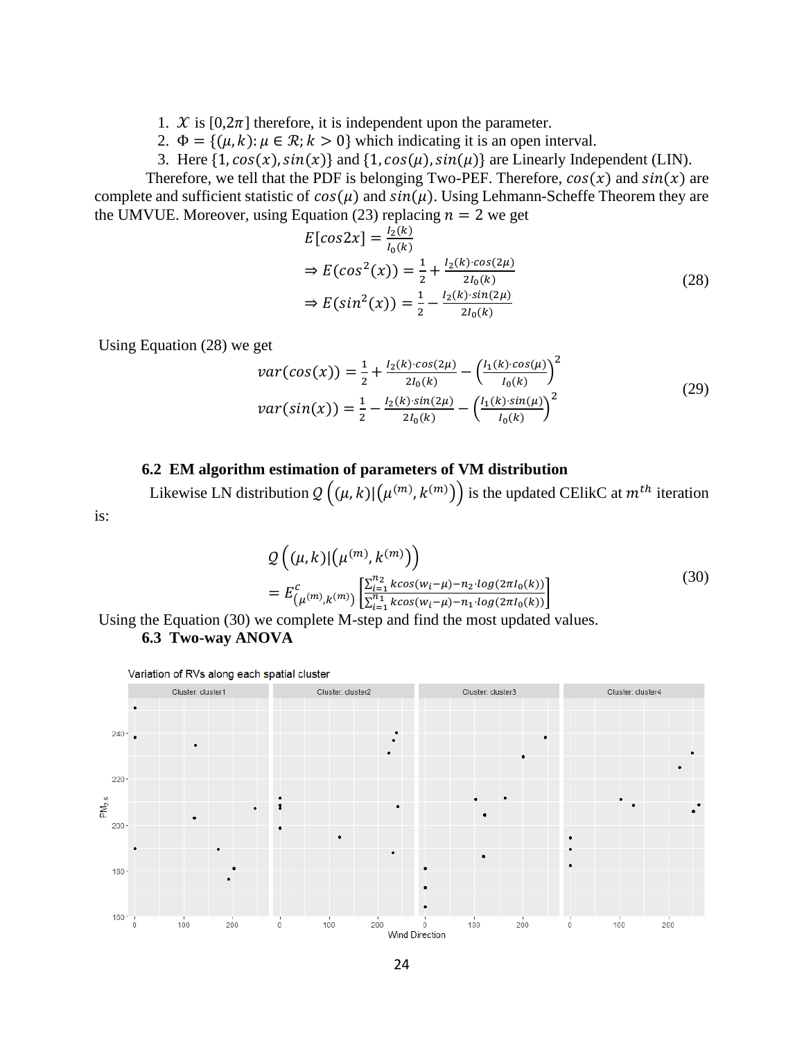1. $\mathcal{X}$ is $[0,2\pi]$ therefore, it is independent upon the parameter.
2. $\Phi = \{(\mu, k): \mu \in \mathcal{R}; k > 0\}$ which indicating it is an open interval.
3. Here $\{1, cos(x), sin(x)\}$ and $\{1, cos(\mu), sin(\mu)\}$ are Linearly Independent (LIN).

Therefore, we tell that the PDF is belonging Two-PEF. Therefore, $cos(x)$ and $sin(x)$ are complete and sufficient statistic of $cos(\mu)$ and $sin(\mu)$. Using Lehmann-Scheffe Theorem they are the UMVUE. Moreover, using Equation (23) replacing $n = 2$ we get

$$
\begin{aligned}
E[cos2x] &= \frac{I_2(k)}{I_0(k)} \\
\Rightarrow E(cos^2(x)) &= \frac{1}{2} + \frac{I_2(k) \cdot cos(2\mu)}{2I_0(k)} \\
\Rightarrow E(sin^2(x)) &= \frac{1}{2} - \frac{I_2(k) \cdot sin(2\mu)}{2I_0(k)}
\end{aligned}
\tag{28}
$$

Using Equation (28) we get

$$
\begin{aligned}
var(cos(x)) &= \frac{1}{2} + \frac{I_2(k) \cdot cos(2\mu)}{2I_0(k)} - \left(\frac{I_1(k) \cdot cos(\mu)}{I_0(k)}\right)^2 \\
var(sin(x)) &= \frac{1}{2} - \frac{I_2(k) \cdot sin(2\mu)}{2I_0(k)} - \left(\frac{I_1(k) \cdot sin(\mu)}{I_0(k)}\right)^2
\end{aligned}
\tag{29}
$$

### 6.2 EM algorithm estimation of parameters of VM distribution

Likewise LN distribution $\mathcal{Q}\left((\mu, k) | (\mu^{(m)}, k^{(m)})\right)$ is the updated CElikC at $m^{th}$ iteration is:

$$
\begin{aligned}
&\mathcal{Q}\left((\mu, k) | (\mu^{(m)}, k^{(m)})\right) \\
&= E^{c}_{(\mu^{(m)}, k^{(m)})}\left[\frac{\sum_{i=1}^{n_2} kcos(w_i - \mu) - n_2 \cdot log(2\pi I_0(k))}{\sum_{i=1}^{n_1} kcos(w_i - \mu) - n_1 \cdot log(2\pi I_0(k))}\right]
\end{aligned}
\tag{30}
$$

Using the Equation (30) we complete M-step and find the most updated values.

### 6.3 Two-way ANOVA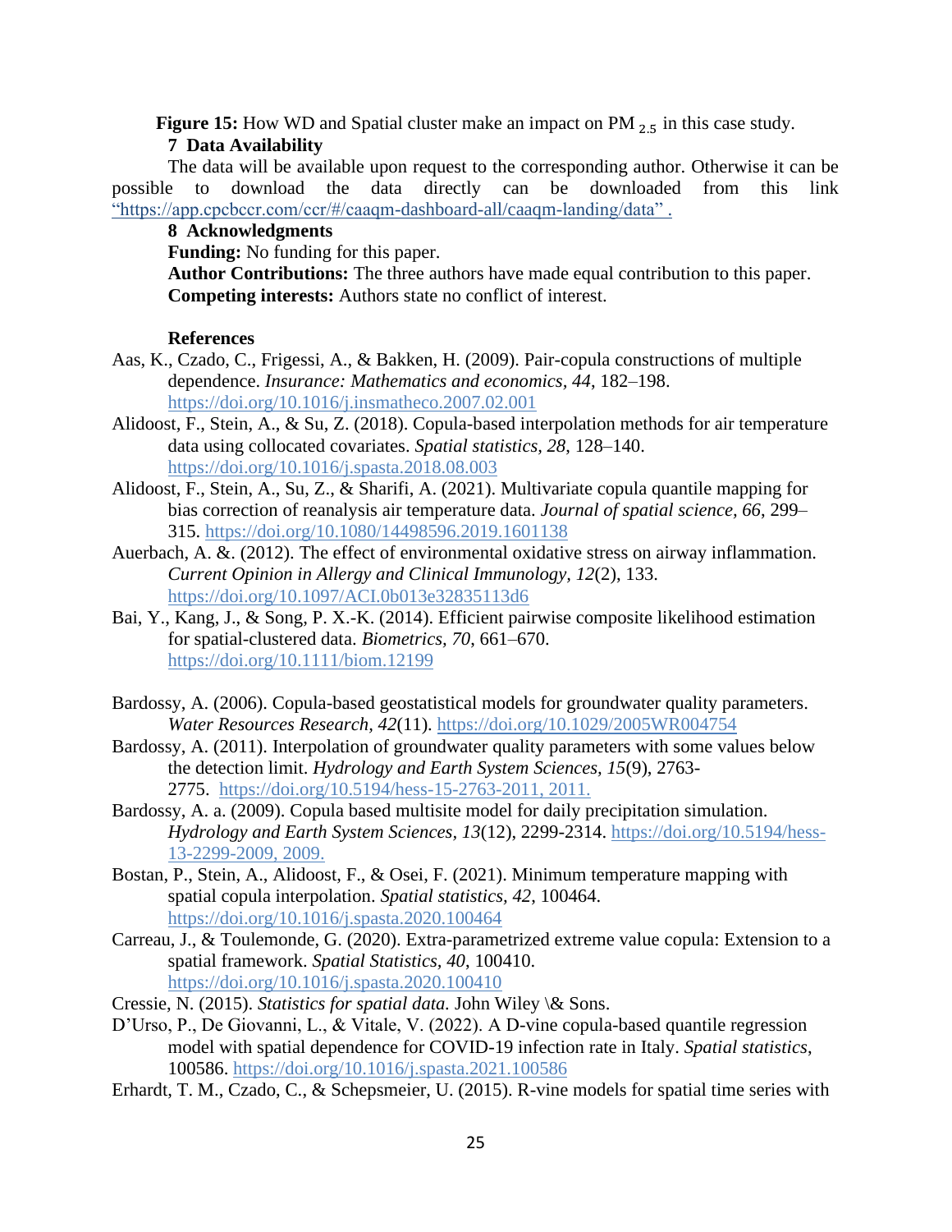**Figure 15:** How WD and Spatial cluster make an impact on $PM_{2.5}$ in this case study.

## 7 Data Availability

The data will be available upon request to the corresponding author. Otherwise it can be possible to download the data directly can be downloaded from this link "https://app.cpcbccr.com/ccr/#/caaqm-dashboard-all/caaqm-landing/data" .

## 8 Acknowledgments

**Funding:** No funding for this paper.

**Author Contributions:** The three authors have made equal contribution to this paper.

**Competing interests:** Authors state no conflict of interest.

### References

Aas, K., Czado, C., Frigessi, A., & Bakken, H. (2009). Pair-copula constructions of multiple dependence. *Insurance: Mathematics and economics*, *44*, 182–198. https://doi.org/10.1016/j.insmatheco.2007.02.001

Alidoost, F., Stein, A., & Su, Z. (2018). Copula-based interpolation methods for air temperature data using collocated covariates. *Spatial statistics, 28*, 128–140. https://doi.org/10.1016/j.spasta.2018.08.003

Alidoost, F., Stein, A., Su, Z., & Sharifi, A. (2021). Multivariate copula quantile mapping for bias correction of reanalysis air temperature data. *Journal of spatial science, 66*, 299–315. https://doi.org/10.1080/14498596.2019.1601138

Auerbach, A. &. (2012). The effect of environmental oxidative stress on airway inflammation. *Current Opinion in Allergy and Clinical Immunology, 12*(2), 133. https://doi.org/10.1097/ACI.0b013e32835113d6

Bai, Y., Kang, J., & Song, P. X.-K. (2014). Efficient pairwise composite likelihood estimation for spatial-clustered data. *Biometrics, 70*, 661–670. https://doi.org/10.1111/biom.12199

Bardossy, A. (2006). Copula-based geostatistical models for groundwater quality parameters. *Water Resources Research, 42*(11). https://doi.org/10.1029/2005WR004754

Bardossy, A. (2011). Interpolation of groundwater quality parameters with some values below the detection limit. *Hydrology and Earth System Sciences, 15*(9), 2763-2775. https://doi.org/10.5194/hess-15-2763-2011, 2011.

Bardossy, A. a. (2009). Copula based multisite model for daily precipitation simulation. *Hydrology and Earth System Sciences*, *13*(12), 2299-2314. https://doi.org/10.5194/hess-13-2299-2009, 2009.

Bostan, P., Stein, A., Alidoost, F., & Osei, F. (2021). Minimum temperature mapping with spatial copula interpolation. *Spatial statistics, 42*, 100464. https://doi.org/10.1016/j.spasta.2020.100464

Carreau, J., & Toulemonde, G. (2020). Extra-parametrized extreme value copula: Extension to a spatial framework. *Spatial Statistics, 40*, 100410. https://doi.org/10.1016/j.spasta.2020.100410

Cressie, N. (2015). *Statistics for spatial data.* John Wiley \& Sons.

D'Urso, P., De Giovanni, L., & Vitale, V. (2022). A D-vine copula-based quantile regression model with spatial dependence for COVID-19 infection rate in Italy. *Spatial statistics*, 100586. https://doi.org/10.1016/j.spasta.2021.100586

Erhardt, T. M., Czado, C., & Schepsmeier, U. (2015). R-vine models for spatial time series with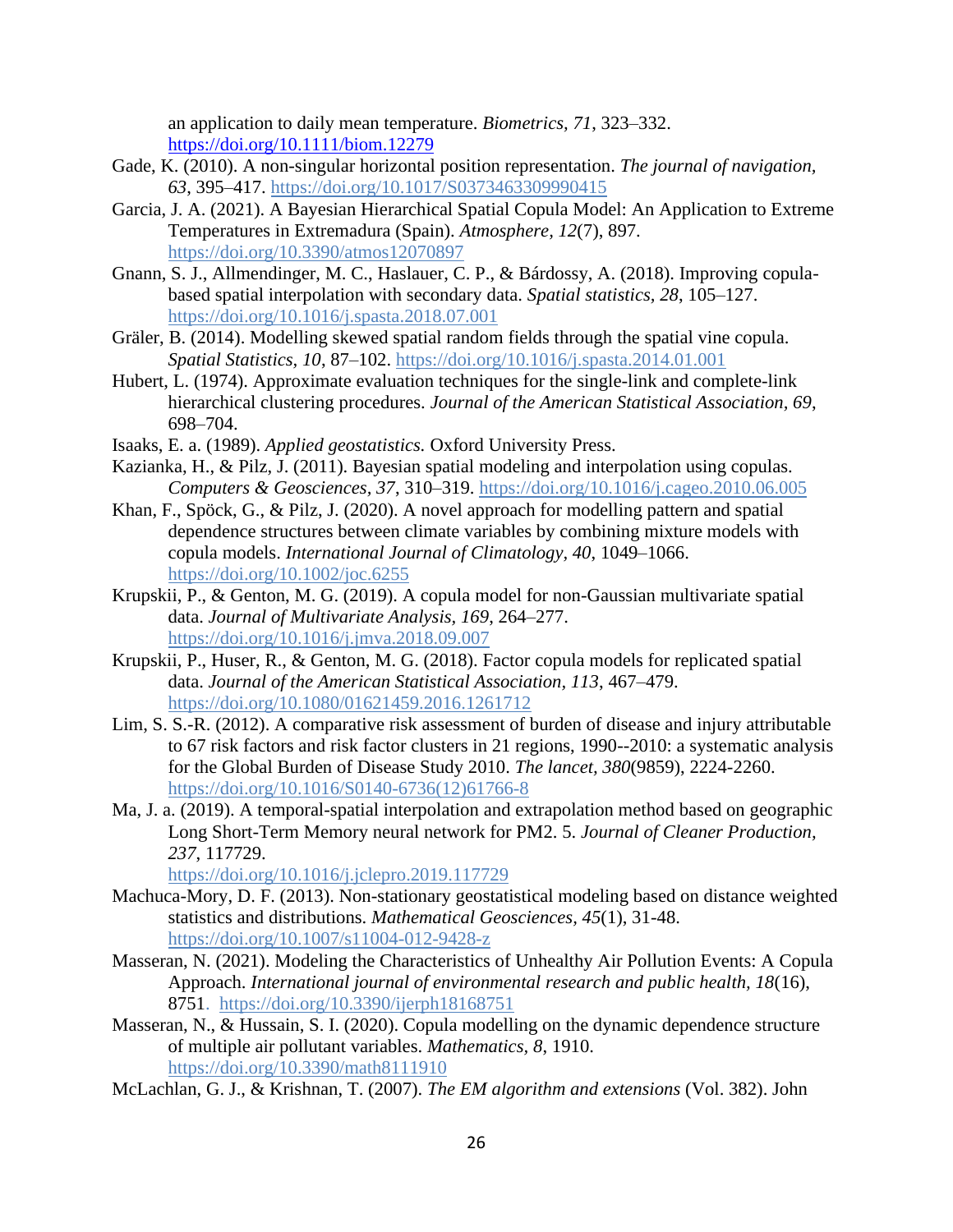an application to daily mean temperature. *Biometrics, 71*, 323–332. https://doi.org/10.1111/biom.12279

Gade, K. (2010). A non-singular horizontal position representation. *The journal of navigation, 63*, 395–417. https://doi.org/10.1017/S0373463309990415

Garcia, J. A. (2021). A Bayesian Hierarchical Spatial Copula Model: An Application to Extreme Temperatures in Extremadura (Spain). *Atmosphere, 12*(7), 897. https://doi.org/10.3390/atmos12070897

Gnann, S. J., Allmendinger, M. C., Haslauer, C. P., & Bárdossy, A. (2018). Improving copula-based spatial interpolation with secondary data. *Spatial statistics, 28*, 105–127. https://doi.org/10.1016/j.spasta.2018.07.001

Gräler, B. (2014). Modelling skewed spatial random fields through the spatial vine copula. *Spatial Statistics, 10*, 87–102. https://doi.org/10.1016/j.spasta.2014.01.001

Hubert, L. (1974). Approximate evaluation techniques for the single-link and complete-link hierarchical clustering procedures. *Journal of the American Statistical Association, 69*, 698–704.

Isaaks, E. a. (1989). *Applied geostatistics.* Oxford University Press.

Kazianka, H., & Pilz, J. (2011). Bayesian spatial modeling and interpolation using copulas. *Computers & Geosciences, 37*, 310–319. https://doi.org/10.1016/j.cageo.2010.06.005

Khan, F., Spöck, G., & Pilz, J. (2020). A novel approach for modelling pattern and spatial dependence structures between climate variables by combining mixture models with copula models. *International Journal of Climatology, 40*, 1049–1066. https://doi.org/10.1002/joc.6255

Krupskii, P., & Genton, M. G. (2019). A copula model for non-Gaussian multivariate spatial data. *Journal of Multivariate Analysis, 169*, 264–277. https://doi.org/10.1016/j.jmva.2018.09.007

Krupskii, P., Huser, R., & Genton, M. G. (2018). Factor copula models for replicated spatial data. *Journal of the American Statistical Association, 113*, 467–479. https://doi.org/10.1080/01621459.2016.1261712

Lim, S. S.-R. (2012). A comparative risk assessment of burden of disease and injury attributable to 67 risk factors and risk factor clusters in 21 regions, 1990--2010: a systematic analysis for the Global Burden of Disease Study 2010. *The lancet, 380*(9859), 2224-2260. https://doi.org/10.1016/S0140-6736(12)61766-8

Ma, J. a. (2019). A temporal-spatial interpolation and extrapolation method based on geographic Long Short-Term Memory neural network for PM2. 5. *Journal of Cleaner Production, 237*, 117729. https://doi.org/10.1016/j.jclepro.2019.117729

Machuca-Mory, D. F. (2013). Non-stationary geostatistical modeling based on distance weighted statistics and distributions. *Mathematical Geosciences, 45*(1), 31-48. https://doi.org/10.1007/s11004-012-9428-z

Masseran, N. (2021). Modeling the Characteristics of Unhealthy Air Pollution Events: A Copula Approach. *International journal of environmental research and public health, 18*(16), 8751. https://doi.org/10.3390/ijerph18168751

Masseran, N., & Hussain, S. I. (2020). Copula modelling on the dynamic dependence structure of multiple air pollutant variables. *Mathematics, 8*, 1910. https://doi.org/10.3390/math8111910

McLachlan, G. J., & Krishnan, T. (2007). *The EM algorithm and extensions* (Vol. 382). John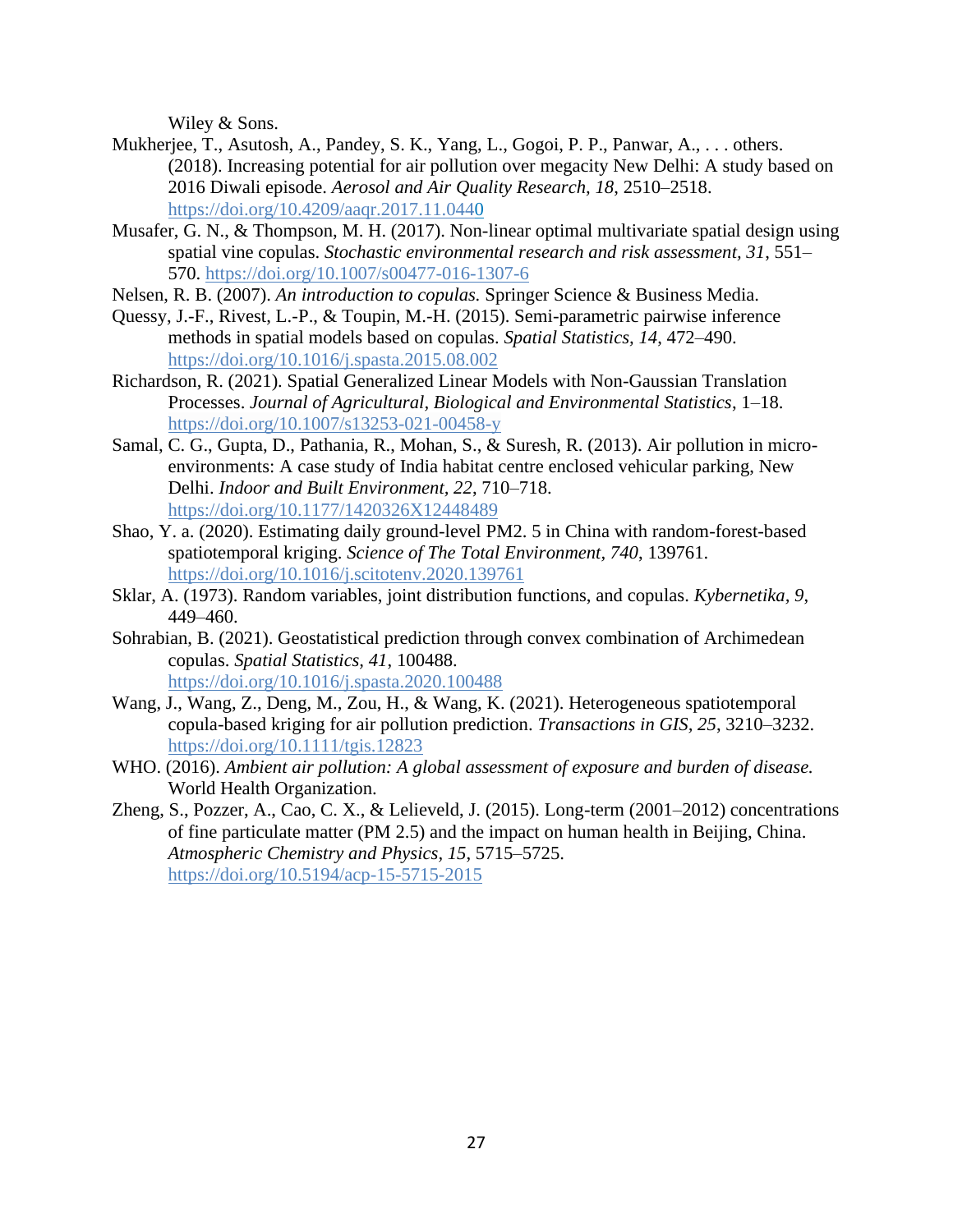Wiley & Sons.

Mukherjee, T., Asutosh, A., Pandey, S. K., Yang, L., Gogoi, P. P., Panwar, A., . . . others. (2018). Increasing potential for air pollution over megacity New Delhi: A study based on 2016 Diwali episode. *Aerosol and Air Quality Research*, *18*, 2510–2518. https://doi.org/10.4209/aaqr.2017.11.0440

Musafer, G. N., & Thompson, M. H. (2017). Non-linear optimal multivariate spatial design using spatial vine copulas. *Stochastic environmental research and risk assessment*, *31*, 551–570. https://doi.org/10.1007/s00477-016-1307-6

Nelsen, R. B. (2007). *An introduction to copulas*. Springer Science & Business Media.

Quessy, J.-F., Rivest, L.-P., & Toupin, M.-H. (2015). Semi-parametric pairwise inference methods in spatial models based on copulas. *Spatial Statistics*, *14*, 472–490. https://doi.org/10.1016/j.spasta.2015.08.002

Richardson, R. (2021). Spatial Generalized Linear Models with Non-Gaussian Translation Processes. *Journal of Agricultural, Biological and Environmental Statistics*, 1–18. https://doi.org/10.1007/s13253-021-00458-y

Samal, C. G., Gupta, D., Pathania, R., Mohan, S., & Suresh, R. (2013). Air pollution in micro-environments: A case study of India habitat centre enclosed vehicular parking, New Delhi. *Indoor and Built Environment*, *22*, 710–718. https://doi.org/10.1177/1420326X12448489

Shao, Y. a. (2020). Estimating daily ground-level PM2. 5 in China with random-forest-based spatiotemporal kriging. *Science of The Total Environment*, *740*, 139761. https://doi.org/10.1016/j.scitotenv.2020.139761

Sklar, A. (1973). Random variables, joint distribution functions, and copulas. *Kybernetika*, *9*, 449–460.

Sohrabian, B. (2021). Geostatistical prediction through convex combination of Archimedean copulas. *Spatial Statistics*, *41*, 100488. https://doi.org/10.1016/j.spasta.2020.100488

Wang, J., Wang, Z., Deng, M., Zou, H., & Wang, K. (2021). Heterogeneous spatiotemporal copula-based kriging for air pollution prediction. *Transactions in GIS*, *25*, 3210–3232. https://doi.org/10.1111/tgis.12823

WHO. (2016). *Ambient air pollution: A global assessment of exposure and burden of disease.* World Health Organization.

Zheng, S., Pozzer, A., Cao, C. X., & Lelieveld, J. (2015). Long-term (2001–2012) concentrations of fine particulate matter (PM 2.5) and the impact on human health in Beijing, China. *Atmospheric Chemistry and Physics*, *15*, 5715–5725. https://doi.org/10.5194/acp-15-5715-2015